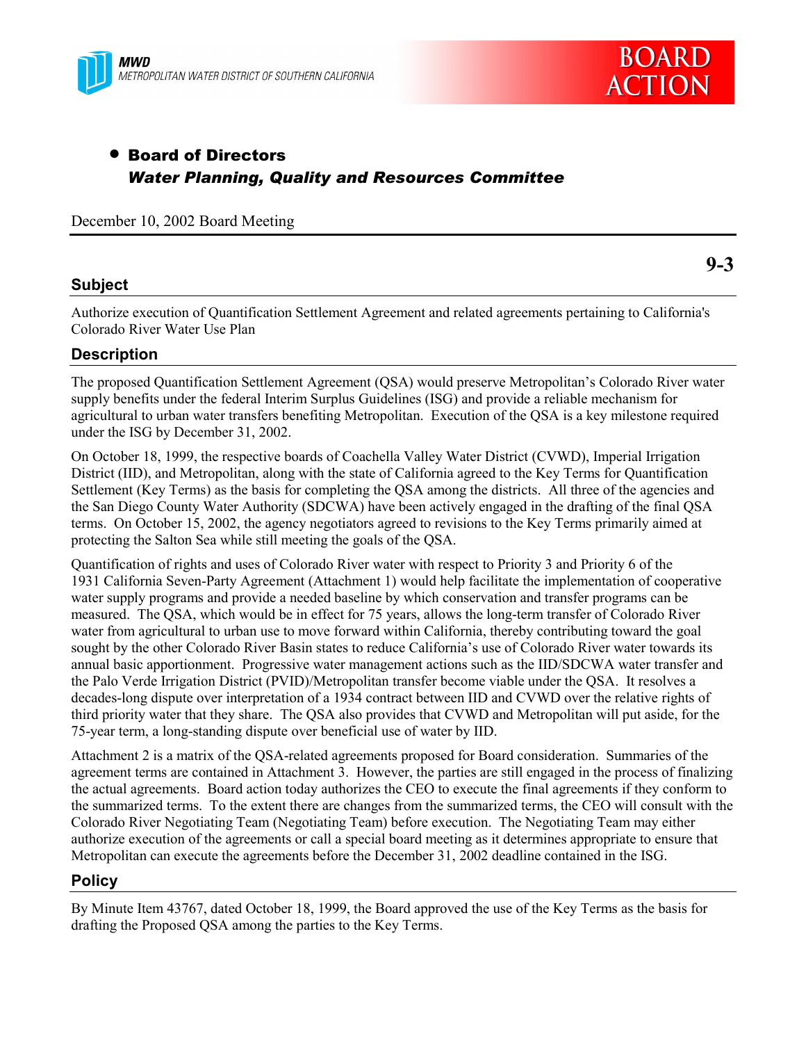**MWD**
*METROPOLITAN WATER DISTRICT OF SOUTHERN CALIFORNIA*

**BOARD ACTION**

- **Board of Directors**
  ***Water Planning, Quality and Resources Committee***

December 10, 2002 Board Meeting

**9-3**

## Subject

Authorize execution of Quantification Settlement Agreement and related agreements pertaining to California's Colorado River Water Use Plan

## Description

The proposed Quantification Settlement Agreement (QSA) would preserve Metropolitan's Colorado River water supply benefits under the federal Interim Surplus Guidelines (ISG) and provide a reliable mechanism for agricultural to urban water transfers benefiting Metropolitan. Execution of the QSA is a key milestone required under the ISG by December 31, 2002.

On October 18, 1999, the respective boards of Coachella Valley Water District (CVWD), Imperial Irrigation District (IID), and Metropolitan, along with the state of California agreed to the Key Terms for Quantification Settlement (Key Terms) as the basis for completing the QSA among the districts. All three of the agencies and the San Diego County Water Authority (SDCWA) have been actively engaged in the drafting of the final QSA terms. On October 15, 2002, the agency negotiators agreed to revisions to the Key Terms primarily aimed at protecting the Salton Sea while still meeting the goals of the QSA.

Quantification of rights and uses of Colorado River water with respect to Priority 3 and Priority 6 of the 1931 California Seven-Party Agreement (Attachment 1) would help facilitate the implementation of cooperative water supply programs and provide a needed baseline by which conservation and transfer programs can be measured. The QSA, which would be in effect for 75 years, allows the long-term transfer of Colorado River water from agricultural to urban use to move forward within California, thereby contributing toward the goal sought by the other Colorado River Basin states to reduce California's use of Colorado River water towards its annual basic apportionment. Progressive water management actions such as the IID/SDCWA water transfer and the Palo Verde Irrigation District (PVID)/Metropolitan transfer become viable under the QSA. It resolves a decades-long dispute over interpretation of a 1934 contract between IID and CVWD over the relative rights of third priority water that they share. The QSA also provides that CVWD and Metropolitan will put aside, for the 75-year term, a long-standing dispute over beneficial use of water by IID.

Attachment 2 is a matrix of the QSA-related agreements proposed for Board consideration. Summaries of the agreement terms are contained in Attachment 3. However, the parties are still engaged in the process of finalizing the actual agreements. Board action today authorizes the CEO to execute the final agreements if they conform to the summarized terms. To the extent there are changes from the summarized terms, the CEO will consult with the Colorado River Negotiating Team (Negotiating Team) before execution. The Negotiating Team may either authorize execution of the agreements or call a special board meeting as it determines appropriate to ensure that Metropolitan can execute the agreements before the December 31, 2002 deadline contained in the ISG.

## Policy

By Minute Item 43767, dated October 18, 1999, the Board approved the use of the Key Terms as the basis for drafting the Proposed QSA among the parties to the Key Terms.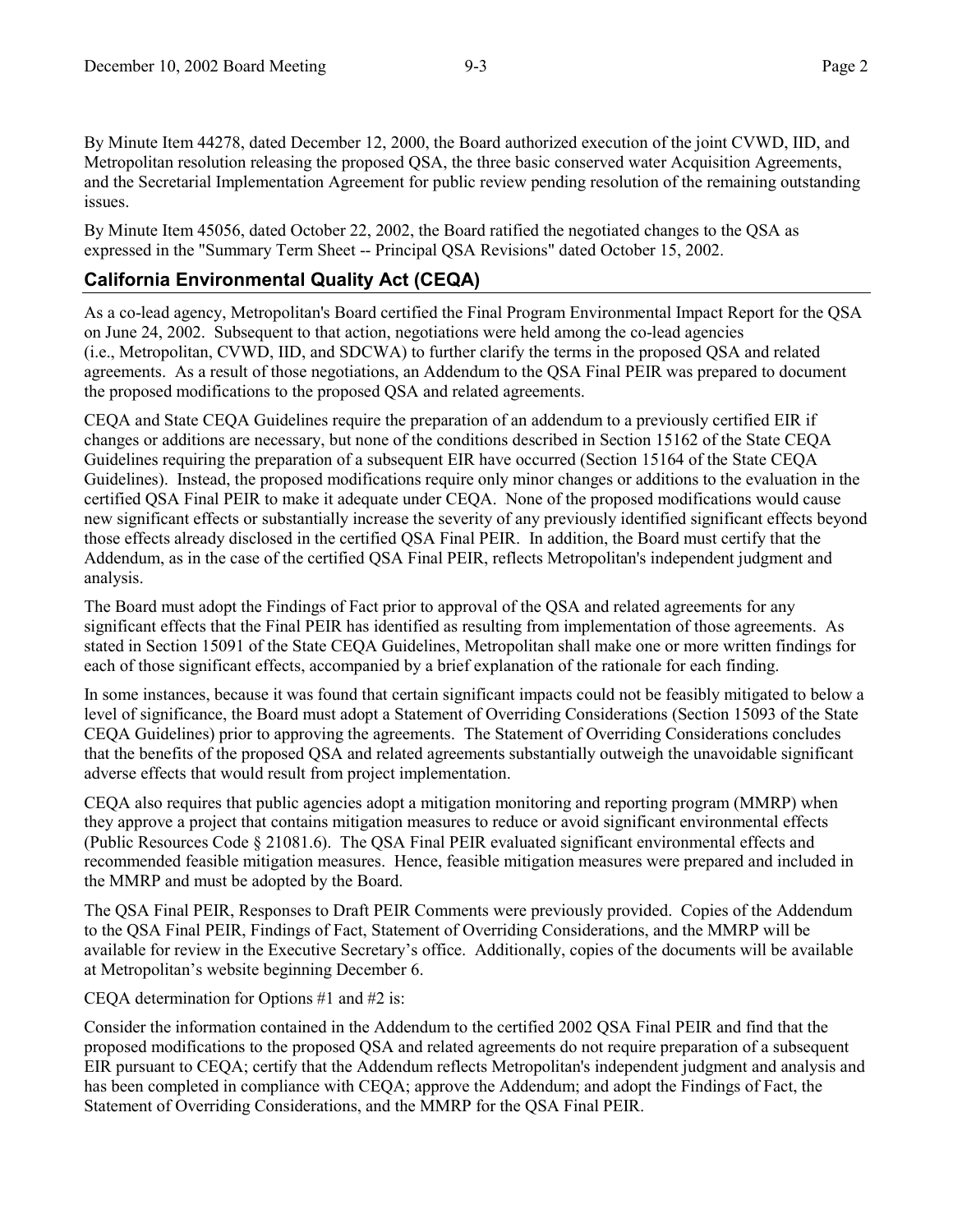By Minute Item 44278, dated December 12, 2000, the Board authorized execution of the joint CVWD, IID, and Metropolitan resolution releasing the proposed QSA, the three basic conserved water Acquisition Agreements, and the Secretarial Implementation Agreement for public review pending resolution of the remaining outstanding issues.

By Minute Item 45056, dated October 22, 2002, the Board ratified the negotiated changes to the QSA as expressed in the "Summary Term Sheet -- Principal QSA Revisions" dated October 15, 2002.

## California Environmental Quality Act (CEQA)

As a co-lead agency, Metropolitan's Board certified the Final Program Environmental Impact Report for the QSA on June 24, 2002. Subsequent to that action, negotiations were held among the co-lead agencies (i.e., Metropolitan, CVWD, IID, and SDCWA) to further clarify the terms in the proposed QSA and related agreements. As a result of those negotiations, an Addendum to the QSA Final PEIR was prepared to document the proposed modifications to the proposed QSA and related agreements.

CEQA and State CEQA Guidelines require the preparation of an addendum to a previously certified EIR if changes or additions are necessary, but none of the conditions described in Section 15162 of the State CEQA Guidelines requiring the preparation of a subsequent EIR have occurred (Section 15164 of the State CEQA Guidelines). Instead, the proposed modifications require only minor changes or additions to the evaluation in the certified QSA Final PEIR to make it adequate under CEQA. None of the proposed modifications would cause new significant effects or substantially increase the severity of any previously identified significant effects beyond those effects already disclosed in the certified QSA Final PEIR. In addition, the Board must certify that the Addendum, as in the case of the certified QSA Final PEIR, reflects Metropolitan's independent judgment and analysis.

The Board must adopt the Findings of Fact prior to approval of the QSA and related agreements for any significant effects that the Final PEIR has identified as resulting from implementation of those agreements. As stated in Section 15091 of the State CEQA Guidelines, Metropolitan shall make one or more written findings for each of those significant effects, accompanied by a brief explanation of the rationale for each finding.

In some instances, because it was found that certain significant impacts could not be feasibly mitigated to below a level of significance, the Board must adopt a Statement of Overriding Considerations (Section 15093 of the State CEQA Guidelines) prior to approving the agreements. The Statement of Overriding Considerations concludes that the benefits of the proposed QSA and related agreements substantially outweigh the unavoidable significant adverse effects that would result from project implementation.

CEQA also requires that public agencies adopt a mitigation monitoring and reporting program (MMRP) when they approve a project that contains mitigation measures to reduce or avoid significant environmental effects (Public Resources Code § 21081.6). The QSA Final PEIR evaluated significant environmental effects and recommended feasible mitigation measures. Hence, feasible mitigation measures were prepared and included in the MMRP and must be adopted by the Board.

The QSA Final PEIR, Responses to Draft PEIR Comments were previously provided. Copies of the Addendum to the QSA Final PEIR, Findings of Fact, Statement of Overriding Considerations, and the MMRP will be available for review in the Executive Secretary's office. Additionally, copies of the documents will be available at Metropolitan's website beginning December 6.

CEQA determination for Options #1 and #2 is:

Consider the information contained in the Addendum to the certified 2002 QSA Final PEIR and find that the proposed modifications to the proposed QSA and related agreements do not require preparation of a subsequent EIR pursuant to CEQA; certify that the Addendum reflects Metropolitan's independent judgment and analysis and has been completed in compliance with CEQA; approve the Addendum; and adopt the Findings of Fact, the Statement of Overriding Considerations, and the MMRP for the QSA Final PEIR.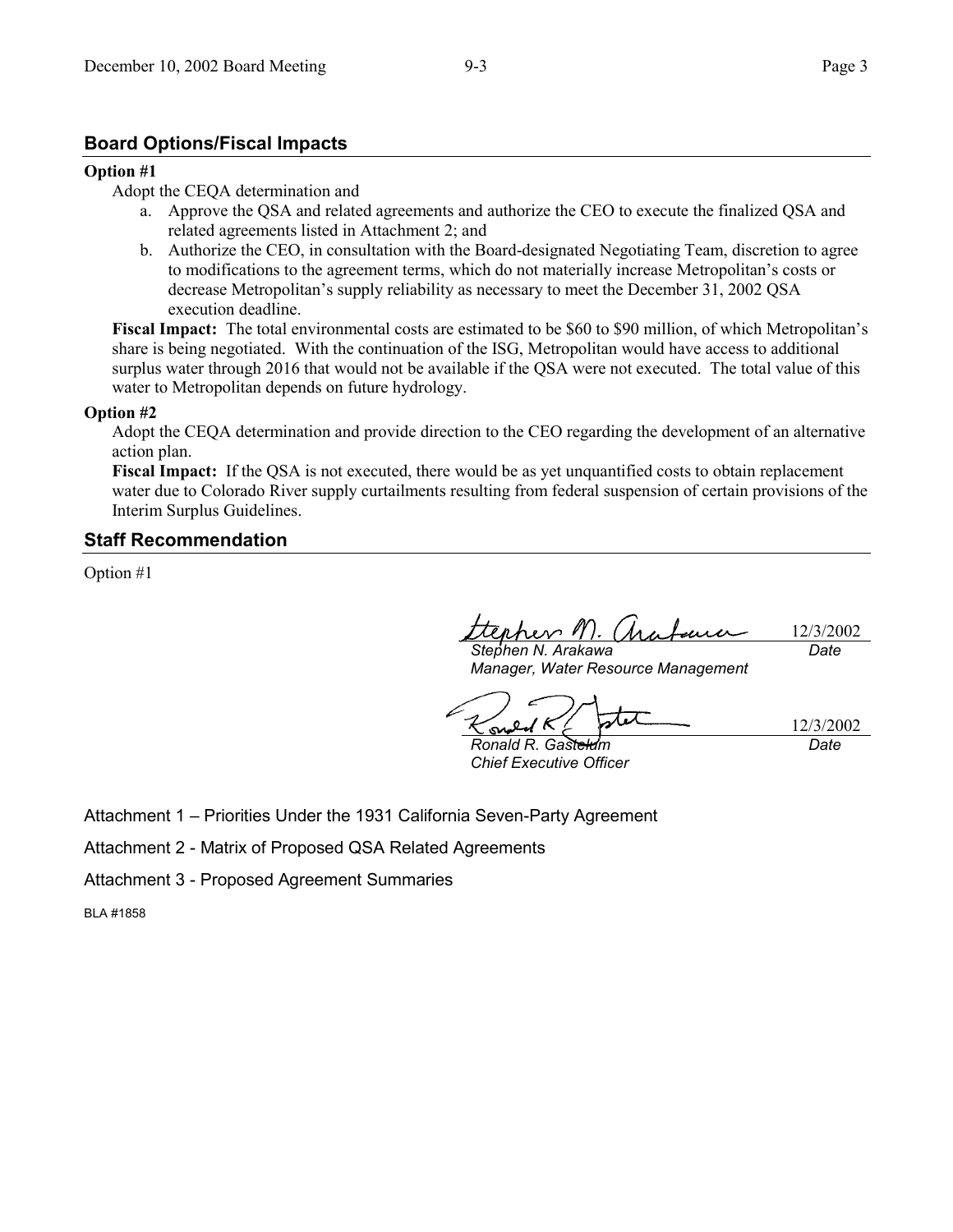## Board Options/Fiscal Impacts

**Option #1**

Adopt the CEQA determination and

a. Approve the QSA and related agreements and authorize the CEO to execute the finalized QSA and related agreements listed in Attachment 2; and
b. Authorize the CEO, in consultation with the Board-designated Negotiating Team, discretion to agree to modifications to the agreement terms, which do not materially increase Metropolitan's costs or decrease Metropolitan's supply reliability as necessary to meet the December 31, 2002 QSA execution deadline.

**Fiscal Impact:** The total environmental costs are estimated to be $60 to $90 million, of which Metropolitan's share is being negotiated. With the continuation of the ISG, Metropolitan would have access to additional surplus water through 2016 that would not be available if the QSA were not executed. The total value of this water to Metropolitan depends on future hydrology.

**Option #2**

Adopt the CEQA determination and provide direction to the CEO regarding the development of an alternative action plan.

**Fiscal Impact:** If the QSA is not executed, there would be as yet unquantified costs to obtain replacement water due to Colorado River supply curtailments resulting from federal suspension of certain provisions of the Interim Surplus Guidelines.

## Staff Recommendation

Option #1

| | |
|---|---|
| *Stephen N. Arakawa* | 12/3/2002 |
| *Manager, Water Resource Management* | *Date* |

| | |
|---|---|
| *Ronald R. Gastelum* | 12/3/2002 |
| *Chief Executive Officer* | *Date* |

Attachment 1 – Priorities Under the 1931 California Seven-Party Agreement

Attachment 2 - Matrix of Proposed QSA Related Agreements

Attachment 3 - Proposed Agreement Summaries

BLA #1858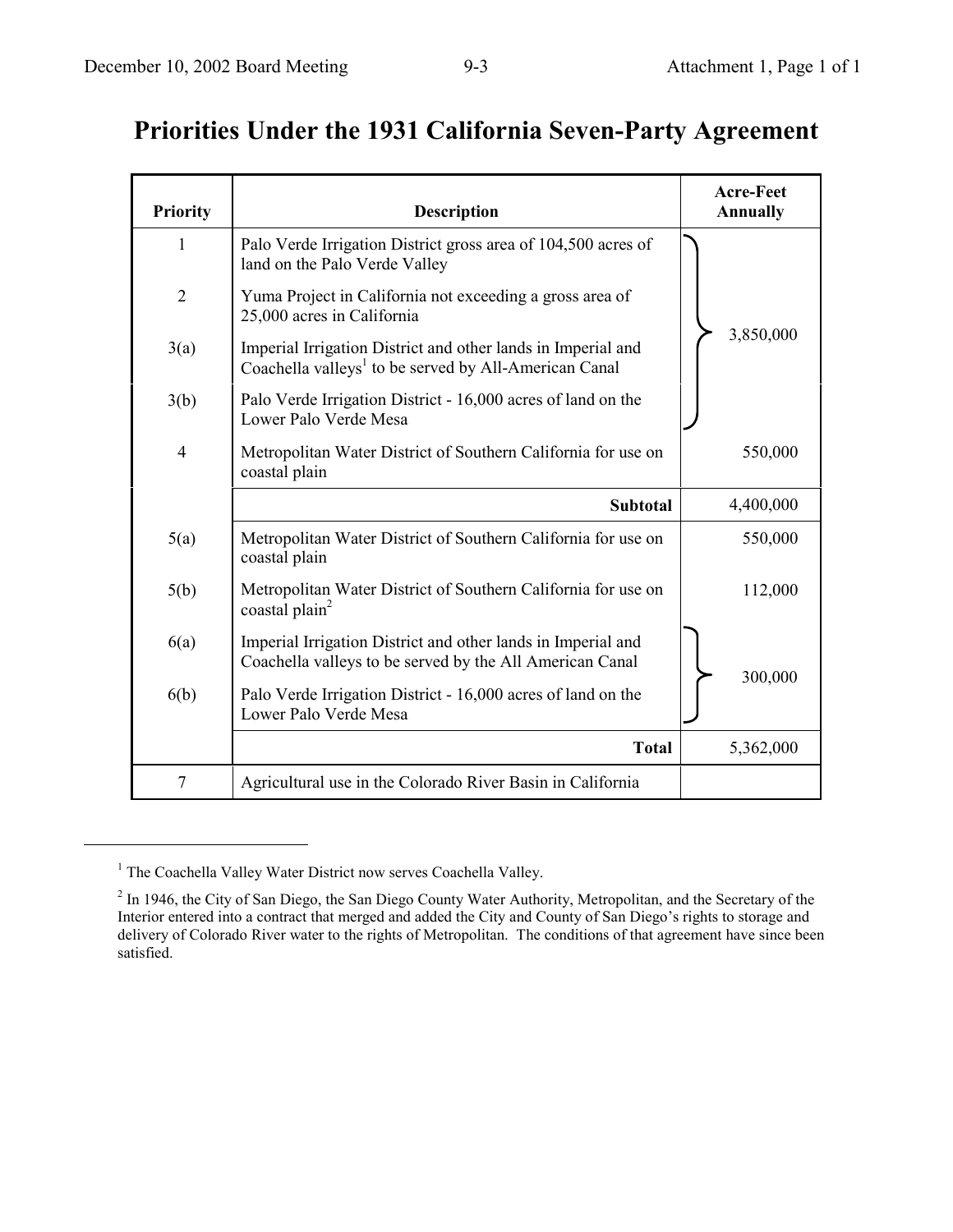# Priorities Under the 1931 California Seven-Party Agreement

| Priority | Description | Acre-Feet Annually |
|---|---|---|
| 1 | Palo Verde Irrigation District gross area of 104,500 acres of land on the Palo Verde Valley | |
| 2 | Yuma Project in California not exceeding a gross area of 25,000 acres in California | |
| 3(a) | Imperial Irrigation District and other lands in Imperial and Coachella valleys[1] to be served by All-American Canal | 3,850,000 |
| 3(b) | Palo Verde Irrigation District - 16,000 acres of land on the Lower Palo Verde Mesa | |
| 4 | Metropolitan Water District of Southern California for use on coastal plain | 550,000 |
| | **Subtotal** | 4,400,000 |
| 5(a) | Metropolitan Water District of Southern California for use on coastal plain | 550,000 |
| 5(b) | Metropolitan Water District of Southern California for use on coastal plain[2] | 112,000 |
| 6(a) | Imperial Irrigation District and other lands in Imperial and Coachella valleys to be served by the All American Canal | 300,000 |
| 6(b) | Palo Verde Irrigation District - 16,000 acres of land on the Lower Palo Verde Mesa | |
| | **Total** | 5,362,000 |
| 7 | Agricultural use in the Colorado River Basin in California | |

---

[1] The Coachella Valley Water District now serves Coachella Valley.

[2] In 1946, the City of San Diego, the San Diego County Water Authority, Metropolitan, and the Secretary of the Interior entered into a contract that merged and added the City and County of San Diego's rights to storage and delivery of Colorado River water to the rights of Metropolitan. The conditions of that agreement have since been satisfied.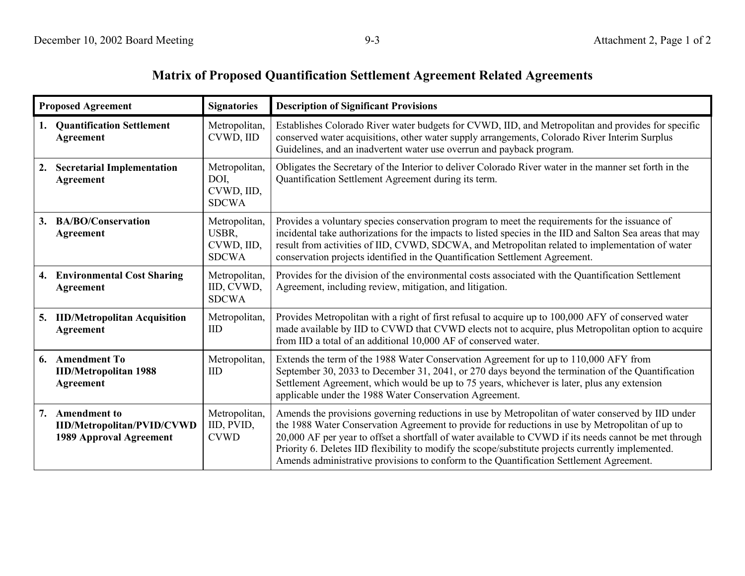# Matrix of Proposed Quantification Settlement Agreement Related Agreements

| Proposed Agreement | Signatories | Description of Significant Provisions |
|---|---|---|
| **1. Quantification Settlement Agreement** | Metropolitan, CVWD, IID | Establishes Colorado River water budgets for CVWD, IID, and Metropolitan and provides for specific conserved water acquisitions, other water supply arrangements, Colorado River Interim Surplus Guidelines, and an inadvertent water use overrun and payback program. |
| **2. Secretarial Implementation Agreement** | Metropolitan, DOI, CVWD, IID, SDCWA | Obligates the Secretary of the Interior to deliver Colorado River water in the manner set forth in the Quantification Settlement Agreement during its term. |
| **3. BA/BO/Conservation Agreement** | Metropolitan, USBR, CVWD, IID, SDCWA | Provides a voluntary species conservation program to meet the requirements for the issuance of incidental take authorizations for the impacts to listed species in the IID and Salton Sea areas that may result from activities of IID, CVWD, SDCWA, and Metropolitan related to implementation of water conservation projects identified in the Quantification Settlement Agreement. |
| **4. Environmental Cost Sharing Agreement** | Metropolitan, IID, CVWD, SDCWA | Provides for the division of the environmental costs associated with the Quantification Settlement Agreement, including review, mitigation, and litigation. |
| **5. IID/Metropolitan Acquisition Agreement** | Metropolitan, IID | Provides Metropolitan with a right of first refusal to acquire up to 100,000 AFY of conserved water made available by IID to CVWD that CVWD elects not to acquire, plus Metropolitan option to acquire from IID a total of an additional 10,000 AF of conserved water. |
| **6. Amendment To IID/Metropolitan 1988 Agreement** | Metropolitan, IID | Extends the term of the 1988 Water Conservation Agreement for up to 110,000 AFY from September 30, 2033 to December 31, 2041, or 270 days beyond the termination of the Quantification Settlement Agreement, which would be up to 75 years, whichever is later, plus any extension applicable under the 1988 Water Conservation Agreement. |
| **7. Amendment to IID/Metropolitan/PVID/CVWD 1989 Approval Agreement** | Metropolitan, IID, PVID, CVWD | Amends the provisions governing reductions in use by Metropolitan of water conserved by IID under the 1988 Water Conservation Agreement to provide for reductions in use by Metropolitan of up to 20,000 AF per year to offset a shortfall of water available to CVWD if its needs cannot be met through Priority 6. Deletes IID flexibility to modify the scope/substitute projects currently implemented. Amends administrative provisions to conform to the Quantification Settlement Agreement. |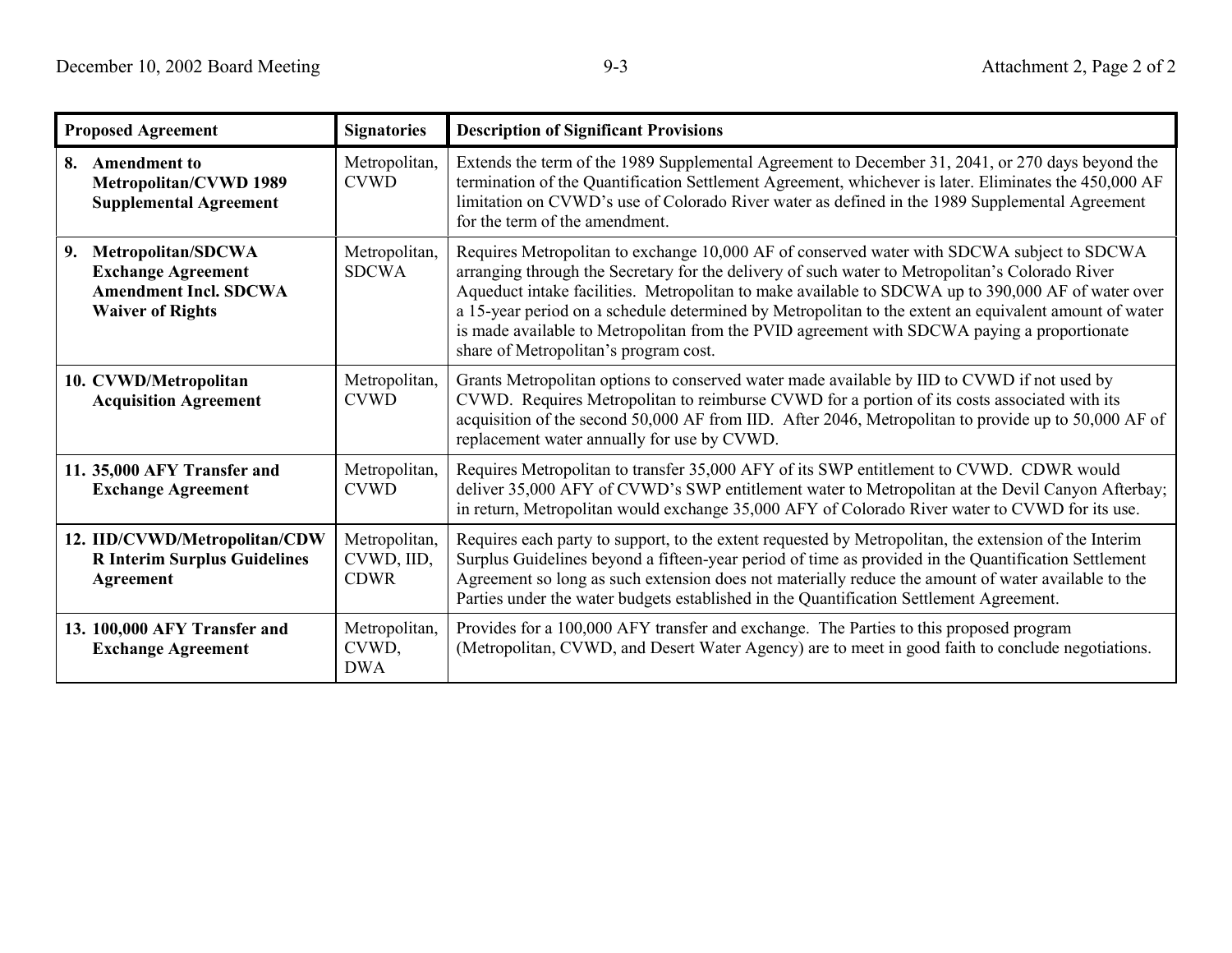| Proposed Agreement | Signatories | Description of Significant Provisions |
|---|---|---|
| **8. Amendment to Metropolitan/CVWD 1989 Supplemental Agreement** | Metropolitan, CVWD | Extends the term of the 1989 Supplemental Agreement to December 31, 2041, or 270 days beyond the termination of the Quantification Settlement Agreement, whichever is later. Eliminates the 450,000 AF limitation on CVWD's use of Colorado River water as defined in the 1989 Supplemental Agreement for the term of the amendment. |
| **9. Metropolitan/SDCWA Exchange Agreement Amendment Incl. SDCWA Waiver of Rights** | Metropolitan, SDCWA | Requires Metropolitan to exchange 10,000 AF of conserved water with SDCWA subject to SDCWA arranging through the Secretary for the delivery of such water to Metropolitan's Colorado River Aqueduct intake facilities. Metropolitan to make available to SDCWA up to 390,000 AF of water over a 15-year period on a schedule determined by Metropolitan to the extent an equivalent amount of water is made available to Metropolitan from the PVID agreement with SDCWA paying a proportionate share of Metropolitan's program cost. |
| **10. CVWD/Metropolitan Acquisition Agreement** | Metropolitan, CVWD | Grants Metropolitan options to conserved water made available by IID to CVWD if not used by CVWD. Requires Metropolitan to reimburse CVWD for a portion of its costs associated with its acquisition of the second 50,000 AF from IID. After 2046, Metropolitan to provide up to 50,000 AF of replacement water annually for use by CVWD. |
| **11. 35,000 AFY Transfer and Exchange Agreement** | Metropolitan, CVWD | Requires Metropolitan to transfer 35,000 AFY of its SWP entitlement to CVWD. CDWR would deliver 35,000 AFY of CVWD's SWP entitlement water to Metropolitan at the Devil Canyon Afterbay; in return, Metropolitan would exchange 35,000 AFY of Colorado River water to CVWD for its use. |
| **12. IID/CVWD/Metropolitan/CDWR Interim Surplus Guidelines Agreement** | Metropolitan, CVWD, IID, CDWR | Requires each party to support, to the extent requested by Metropolitan, the extension of the Interim Surplus Guidelines beyond a fifteen-year period of time as provided in the Quantification Settlement Agreement so long as such extension does not materially reduce the amount of water available to the Parties under the water budgets established in the Quantification Settlement Agreement. |
| **13. 100,000 AFY Transfer and Exchange Agreement** | Metropolitan, CVWD, DWA | Provides for a 100,000 AFY transfer and exchange. The Parties to this proposed program (Metropolitan, CVWD, and Desert Water Agency) are to meet in good faith to conclude negotiations. |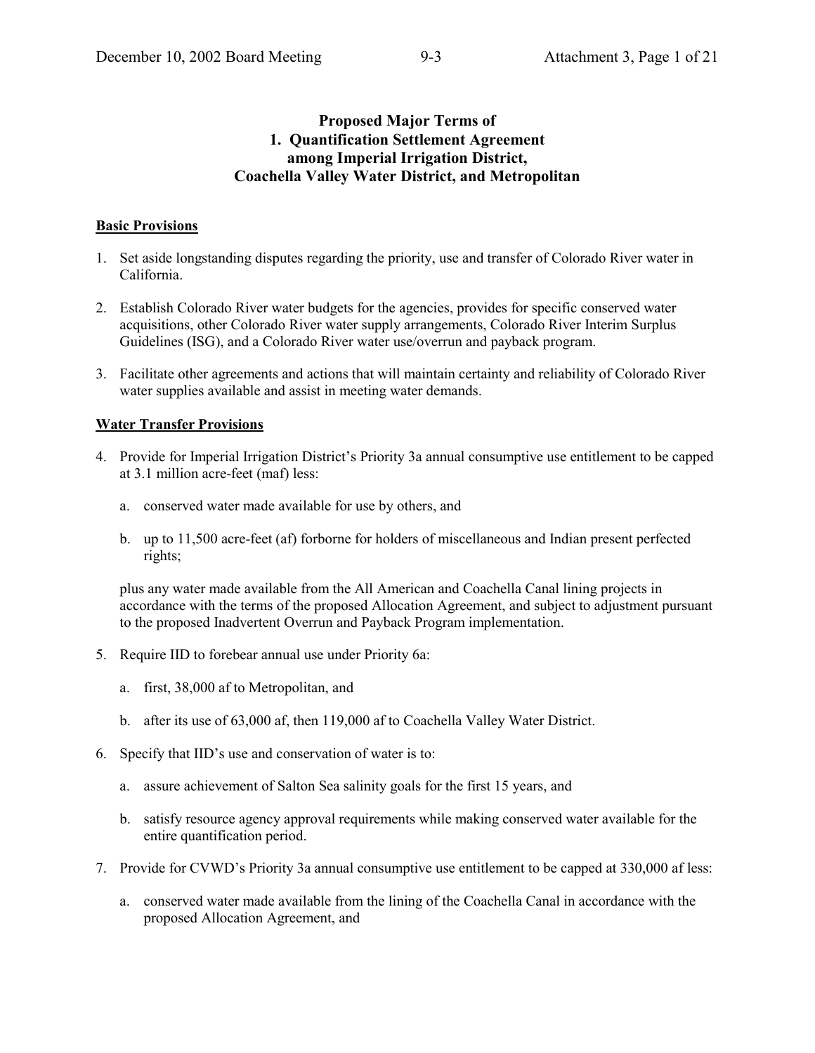# Proposed Major Terms of 1. Quantification Settlement Agreement among Imperial Irrigation District, Coachella Valley Water District, and Metropolitan

**Basic Provisions**

1. Set aside longstanding disputes regarding the priority, use and transfer of Colorado River water in California.

2. Establish Colorado River water budgets for the agencies, provides for specific conserved water acquisitions, other Colorado River water supply arrangements, Colorado River Interim Surplus Guidelines (ISG), and a Colorado River water use/overrun and payback program.

3. Facilitate other agreements and actions that will maintain certainty and reliability of Colorado River water supplies available and assist in meeting water demands.

**Water Transfer Provisions**

4. Provide for Imperial Irrigation District's Priority 3a annual consumptive use entitlement to be capped at 3.1 million acre-feet (maf) less:

   a. conserved water made available for use by others, and

   b. up to 11,500 acre-feet (af) forborne for holders of miscellaneous and Indian present perfected rights;

   plus any water made available from the All American and Coachella Canal lining projects in accordance with the terms of the proposed Allocation Agreement, and subject to adjustment pursuant to the proposed Inadvertent Overrun and Payback Program implementation.

5. Require IID to forebear annual use under Priority 6a:

   a. first, 38,000 af to Metropolitan, and

   b. after its use of 63,000 af, then 119,000 af to Coachella Valley Water District.

6. Specify that IID's use and conservation of water is to:

   a. assure achievement of Salton Sea salinity goals for the first 15 years, and

   b. satisfy resource agency approval requirements while making conserved water available for the entire quantification period.

7. Provide for CVWD's Priority 3a annual consumptive use entitlement to be capped at 330,000 af less:

   a. conserved water made available from the lining of the Coachella Canal in accordance with the proposed Allocation Agreement, and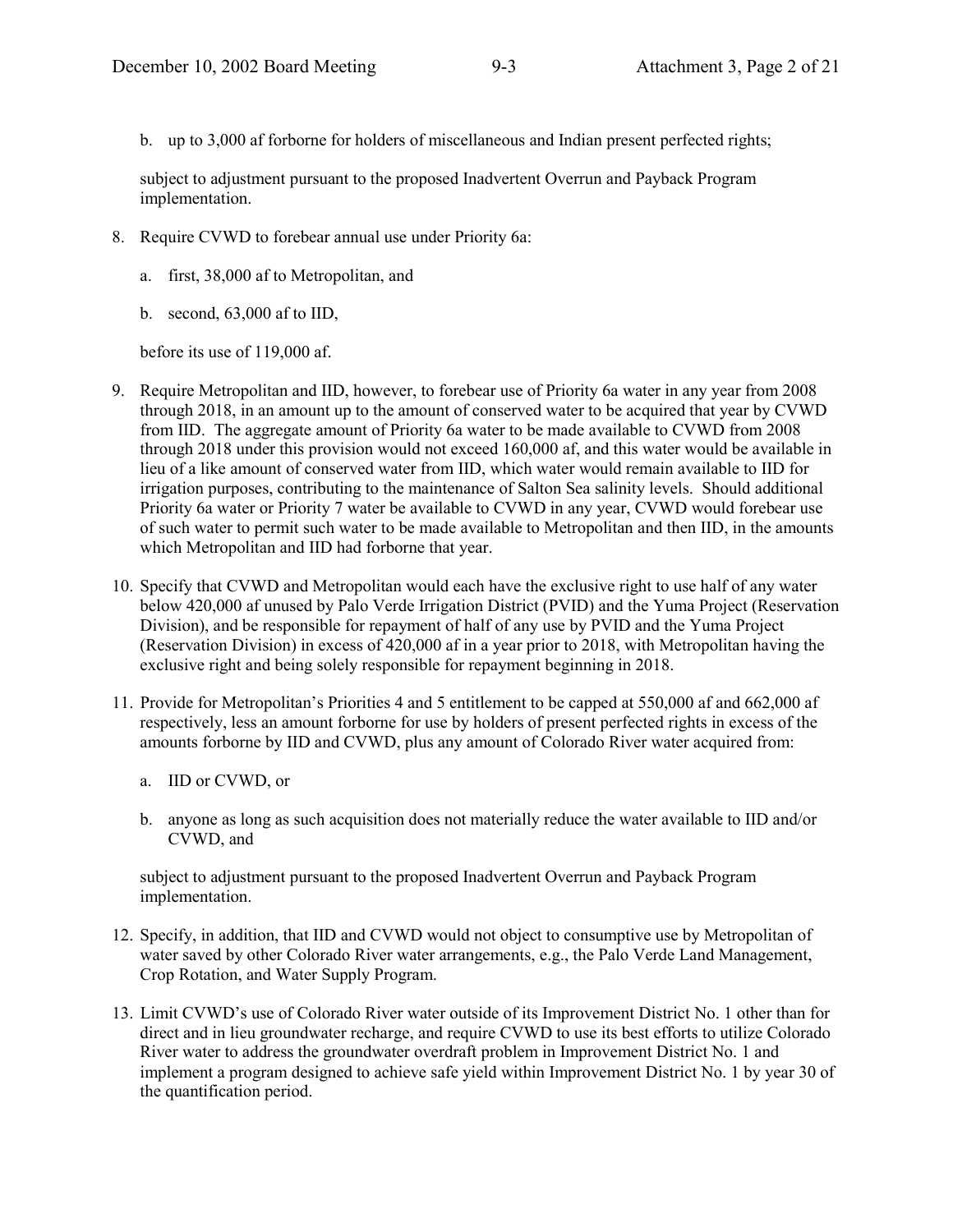b. up to 3,000 af forborne for holders of miscellaneous and Indian present perfected rights;

subject to adjustment pursuant to the proposed Inadvertent Overrun and Payback Program implementation.

8. Require CVWD to forebear annual use under Priority 6a:

   a. first, 38,000 af to Metropolitan, and

   b. second, 63,000 af to IID,

   before its use of 119,000 af.

9. Require Metropolitan and IID, however, to forebear use of Priority 6a water in any year from 2008 through 2018, in an amount up to the amount of conserved water to be acquired that year by CVWD from IID. The aggregate amount of Priority 6a water to be made available to CVWD from 2008 through 2018 under this provision would not exceed 160,000 af, and this water would be available in lieu of a like amount of conserved water from IID, which water would remain available to IID for irrigation purposes, contributing to the maintenance of Salton Sea salinity levels. Should additional Priority 6a water or Priority 7 water be available to CVWD in any year, CVWD would forebear use of such water to permit such water to be made available to Metropolitan and then IID, in the amounts which Metropolitan and IID had forborne that year.

10. Specify that CVWD and Metropolitan would each have the exclusive right to use half of any water below 420,000 af unused by Palo Verde Irrigation District (PVID) and the Yuma Project (Reservation Division), and be responsible for repayment of half of any use by PVID and the Yuma Project (Reservation Division) in excess of 420,000 af in a year prior to 2018, with Metropolitan having the exclusive right and being solely responsible for repayment beginning in 2018.

11. Provide for Metropolitan's Priorities 4 and 5 entitlement to be capped at 550,000 af and 662,000 af respectively, less an amount forborne for use by holders of present perfected rights in excess of the amounts forborne by IID and CVWD, plus any amount of Colorado River water acquired from:

    a. IID or CVWD, or

    b. anyone as long as such acquisition does not materially reduce the water available to IID and/or CVWD, and

    subject to adjustment pursuant to the proposed Inadvertent Overrun and Payback Program implementation.

12. Specify, in addition, that IID and CVWD would not object to consumptive use by Metropolitan of water saved by other Colorado River water arrangements, e.g., the Palo Verde Land Management, Crop Rotation, and Water Supply Program.

13. Limit CVWD's use of Colorado River water outside of its Improvement District No. 1 other than for direct and in lieu groundwater recharge, and require CVWD to use its best efforts to utilize Colorado River water to address the groundwater overdraft problem in Improvement District No. 1 and implement a program designed to achieve safe yield within Improvement District No. 1 by year 30 of the quantification period.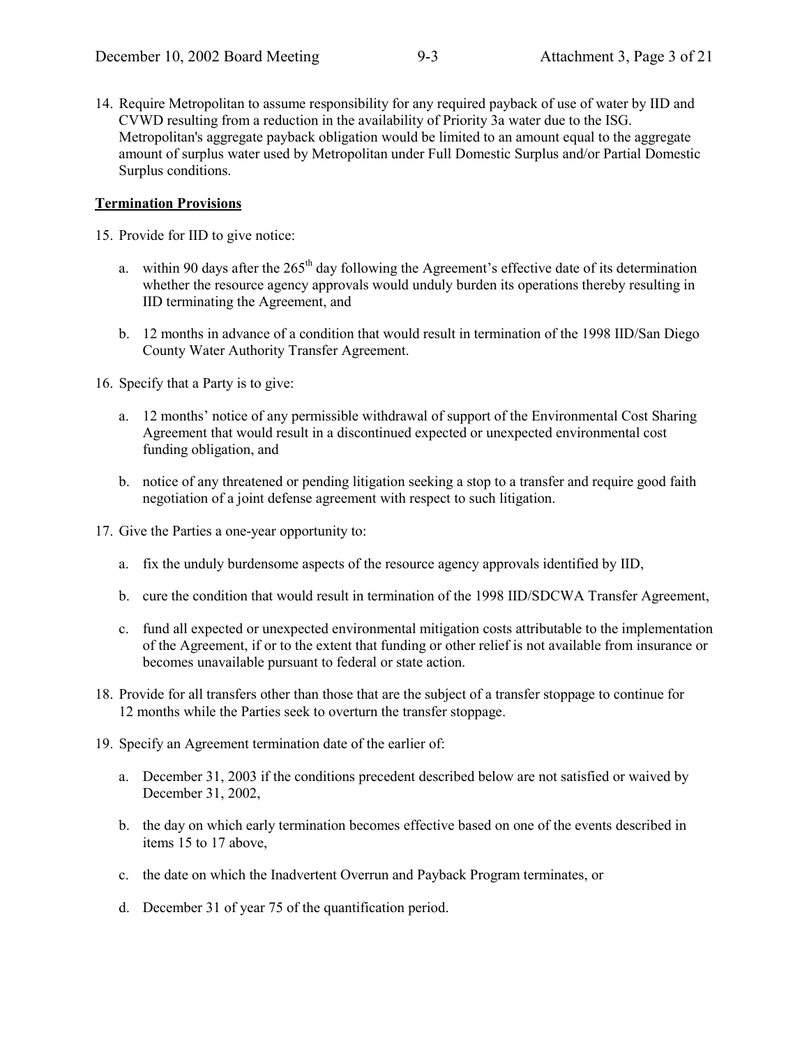14. Require Metropolitan to assume responsibility for any required payback of use of water by IID and CVWD resulting from a reduction in the availability of Priority 3a water due to the ISG. Metropolitan's aggregate payback obligation would be limited to an amount equal to the aggregate amount of surplus water used by Metropolitan under Full Domestic Surplus and/or Partial Domestic Surplus conditions.

**Termination Provisions**

15. Provide for IID to give notice:

    a. within 90 days after the 265th day following the Agreement's effective date of its determination whether the resource agency approvals would unduly burden its operations thereby resulting in IID terminating the Agreement, and

    b. 12 months in advance of a condition that would result in termination of the 1998 IID/San Diego County Water Authority Transfer Agreement.

16. Specify that a Party is to give:

    a. 12 months' notice of any permissible withdrawal of support of the Environmental Cost Sharing Agreement that would result in a discontinued expected or unexpected environmental cost funding obligation, and

    b. notice of any threatened or pending litigation seeking a stop to a transfer and require good faith negotiation of a joint defense agreement with respect to such litigation.

17. Give the Parties a one-year opportunity to:

    a. fix the unduly burdensome aspects of the resource agency approvals identified by IID,

    b. cure the condition that would result in termination of the 1998 IID/SDCWA Transfer Agreement,

    c. fund all expected or unexpected environmental mitigation costs attributable to the implementation of the Agreement, if or to the extent that funding or other relief is not available from insurance or becomes unavailable pursuant to federal or state action.

18. Provide for all transfers other than those that are the subject of a transfer stoppage to continue for 12 months while the Parties seek to overturn the transfer stoppage.

19. Specify an Agreement termination date of the earlier of:

    a. December 31, 2003 if the conditions precedent described below are not satisfied or waived by December 31, 2002,

    b. the day on which early termination becomes effective based on one of the events described in items 15 to 17 above,

    c. the date on which the Inadvertent Overrun and Payback Program terminates, or

    d. December 31 of year 75 of the quantification period.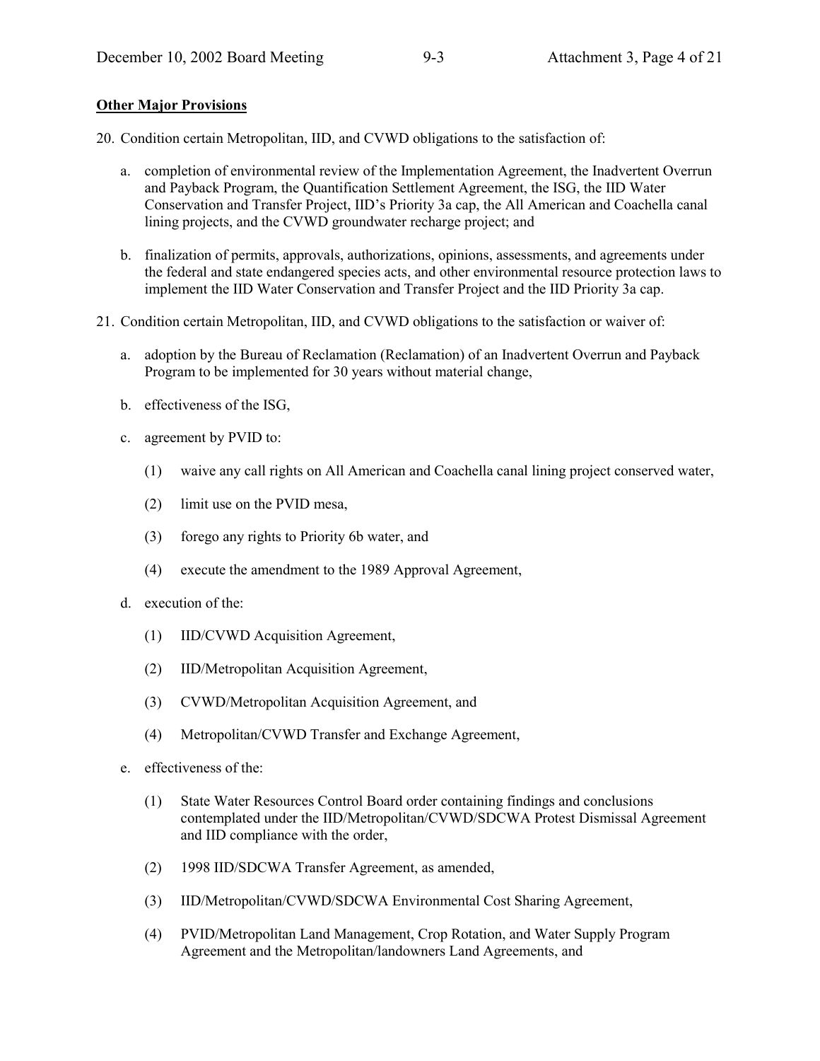**Other Major Provisions**

20. Condition certain Metropolitan, IID, and CVWD obligations to the satisfaction of:

    a. completion of environmental review of the Implementation Agreement, the Inadvertent Overrun and Payback Program, the Quantification Settlement Agreement, the ISG, the IID Water Conservation and Transfer Project, IID's Priority 3a cap, the All American and Coachella canal lining projects, and the CVWD groundwater recharge project; and

    b. finalization of permits, approvals, authorizations, opinions, assessments, and agreements under the federal and state endangered species acts, and other environmental resource protection laws to implement the IID Water Conservation and Transfer Project and the IID Priority 3a cap.

21. Condition certain Metropolitan, IID, and CVWD obligations to the satisfaction or waiver of:

    a. adoption by the Bureau of Reclamation (Reclamation) of an Inadvertent Overrun and Payback Program to be implemented for 30 years without material change,

    b. effectiveness of the ISG,

    c. agreement by PVID to:

        (1) waive any call rights on All American and Coachella canal lining project conserved water,

        (2) limit use on the PVID mesa,

        (3) forego any rights to Priority 6b water, and

        (4) execute the amendment to the 1989 Approval Agreement,

    d. execution of the:

        (1) IID/CVWD Acquisition Agreement,

        (2) IID/Metropolitan Acquisition Agreement,

        (3) CVWD/Metropolitan Acquisition Agreement, and

        (4) Metropolitan/CVWD Transfer and Exchange Agreement,

    e. effectiveness of the:

        (1) State Water Resources Control Board order containing findings and conclusions contemplated under the IID/Metropolitan/CVWD/SDCWA Protest Dismissal Agreement and IID compliance with the order,

        (2) 1998 IID/SDCWA Transfer Agreement, as amended,

        (3) IID/Metropolitan/CVWD/SDCWA Environmental Cost Sharing Agreement,

        (4) PVID/Metropolitan Land Management, Crop Rotation, and Water Supply Program Agreement and the Metropolitan/landowners Land Agreements, and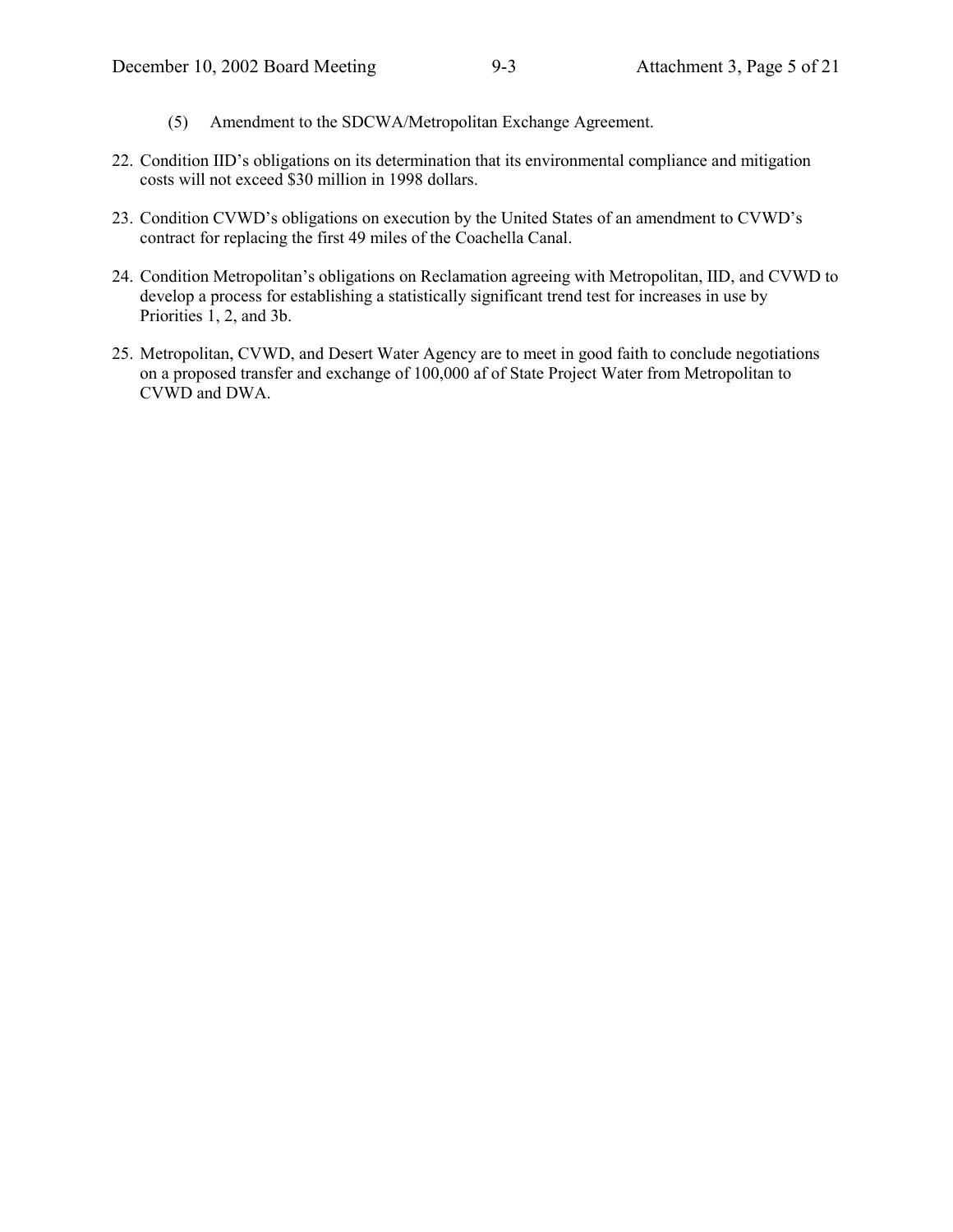(5) Amendment to the SDCWA/Metropolitan Exchange Agreement.

22. Condition IID's obligations on its determination that its environmental compliance and mitigation costs will not exceed $30 million in 1998 dollars.
23. Condition CVWD's obligations on execution by the United States of an amendment to CVWD's contract for replacing the first 49 miles of the Coachella Canal.
24. Condition Metropolitan's obligations on Reclamation agreeing with Metropolitan, IID, and CVWD to develop a process for establishing a statistically significant trend test for increases in use by Priorities 1, 2, and 3b.
25. Metropolitan, CVWD, and Desert Water Agency are to meet in good faith to conclude negotiations on a proposed transfer and exchange of 100,000 af of State Project Water from Metropolitan to CVWD and DWA.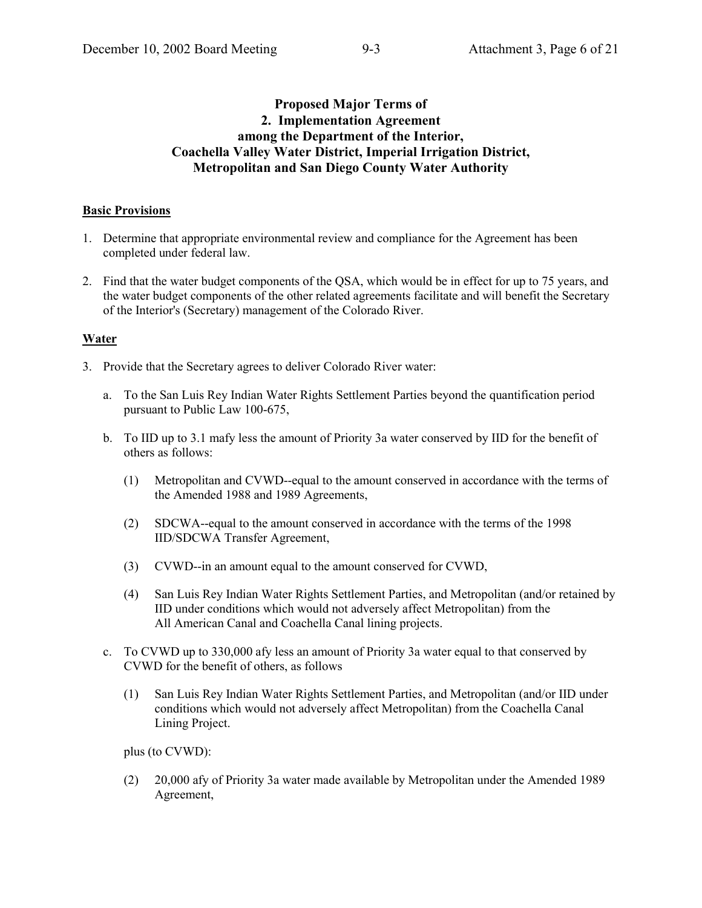## Proposed Major Terms of
## 2. Implementation Agreement
## among the Department of the Interior, Coachella Valley Water District, Imperial Irrigation District, Metropolitan and San Diego County Water Authority

**Basic Provisions**

1. Determine that appropriate environmental review and compliance for the Agreement has been completed under federal law.

2. Find that the water budget components of the QSA, which would be in effect for up to 75 years, and the water budget components of the other related agreements facilitate and will benefit the Secretary of the Interior's (Secretary) management of the Colorado River.

**Water**

3. Provide that the Secretary agrees to deliver Colorado River water:

   a. To the San Luis Rey Indian Water Rights Settlement Parties beyond the quantification period pursuant to Public Law 100-675,

   b. To IID up to 3.1 mafy less the amount of Priority 3a water conserved by IID for the benefit of others as follows:

      (1) Metropolitan and CVWD--equal to the amount conserved in accordance with the terms of the Amended 1988 and 1989 Agreements,

      (2) SDCWA--equal to the amount conserved in accordance with the terms of the 1998 IID/SDCWA Transfer Agreement,

      (3) CVWD--in an amount equal to the amount conserved for CVWD,

      (4) San Luis Rey Indian Water Rights Settlement Parties, and Metropolitan (and/or retained by IID under conditions which would not adversely affect Metropolitan) from the All American Canal and Coachella Canal lining projects.

   c. To CVWD up to 330,000 afy less an amount of Priority 3a water equal to that conserved by CVWD for the benefit of others, as follows

      (1) San Luis Rey Indian Water Rights Settlement Parties, and Metropolitan (and/or IID under conditions which would not adversely affect Metropolitan) from the Coachella Canal Lining Project.

      plus (to CVWD):

      (2) 20,000 afy of Priority 3a water made available by Metropolitan under the Amended 1989 Agreement,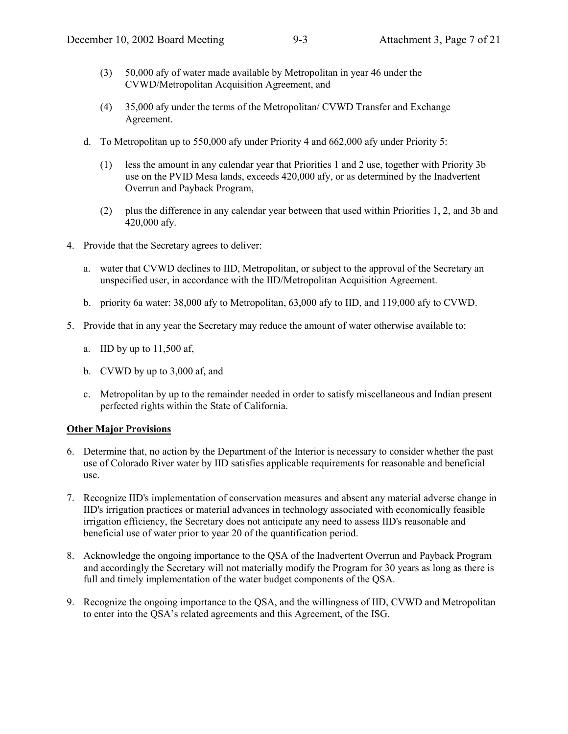(3) 50,000 afy of water made available by Metropolitan in year 46 under the CVWD/Metropolitan Acquisition Agreement, and

(4) 35,000 afy under the terms of the Metropolitan/ CVWD Transfer and Exchange Agreement.

d. To Metropolitan up to 550,000 afy under Priority 4 and 662,000 afy under Priority 5:

(1) less the amount in any calendar year that Priorities 1 and 2 use, together with Priority 3b use on the PVID Mesa lands, exceeds 420,000 afy, or as determined by the Inadvertent Overrun and Payback Program,

(2) plus the difference in any calendar year between that used within Priorities 1, 2, and 3b and 420,000 afy.

4. Provide that the Secretary agrees to deliver:

   a. water that CVWD declines to IID, Metropolitan, or subject to the approval of the Secretary an unspecified user, in accordance with the IID/Metropolitan Acquisition Agreement.

   b. priority 6a water: 38,000 afy to Metropolitan, 63,000 afy to IID, and 119,000 afy to CVWD.

5. Provide that in any year the Secretary may reduce the amount of water otherwise available to:

   a. IID by up to 11,500 af,

   b. CVWD by up to 3,000 af, and

   c. Metropolitan by up to the remainder needed in order to satisfy miscellaneous and Indian present perfected rights within the State of California.

**Other Major Provisions**

6. Determine that, no action by the Department of the Interior is necessary to consider whether the past use of Colorado River water by IID satisfies applicable requirements for reasonable and beneficial use.

7. Recognize IID's implementation of conservation measures and absent any material adverse change in IID's irrigation practices or material advances in technology associated with economically feasible irrigation efficiency, the Secretary does not anticipate any need to assess IID's reasonable and beneficial use of water prior to year 20 of the quantification period.

8. Acknowledge the ongoing importance to the QSA of the Inadvertent Overrun and Payback Program and accordingly the Secretary will not materially modify the Program for 30 years as long as there is full and timely implementation of the water budget components of the QSA.

9. Recognize the ongoing importance to the QSA, and the willingness of IID, CVWD and Metropolitan to enter into the QSA's related agreements and this Agreement, of the ISG.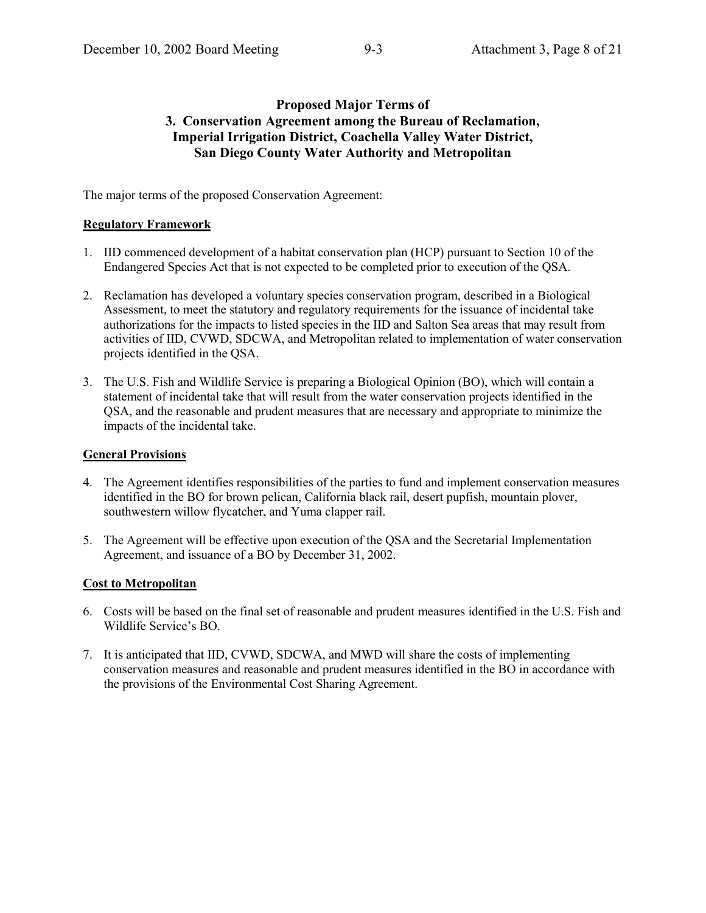**Proposed Major Terms of**
**3. Conservation Agreement among the Bureau of Reclamation, Imperial Irrigation District, Coachella Valley Water District, San Diego County Water Authority and Metropolitan**

The major terms of the proposed Conservation Agreement:

**Regulatory Framework**

1. IID commenced development of a habitat conservation plan (HCP) pursuant to Section 10 of the Endangered Species Act that is not expected to be completed prior to execution of the QSA.

2. Reclamation has developed a voluntary species conservation program, described in a Biological Assessment, to meet the statutory and regulatory requirements for the issuance of incidental take authorizations for the impacts to listed species in the IID and Salton Sea areas that may result from activities of IID, CVWD, SDCWA, and Metropolitan related to implementation of water conservation projects identified in the QSA.

3. The U.S. Fish and Wildlife Service is preparing a Biological Opinion (BO), which will contain a statement of incidental take that will result from the water conservation projects identified in the QSA, and the reasonable and prudent measures that are necessary and appropriate to minimize the impacts of the incidental take.

**General Provisions**

4. The Agreement identifies responsibilities of the parties to fund and implement conservation measures identified in the BO for brown pelican, California black rail, desert pupfish, mountain plover, southwestern willow flycatcher, and Yuma clapper rail.

5. The Agreement will be effective upon execution of the QSA and the Secretarial Implementation Agreement, and issuance of a BO by December 31, 2002.

**Cost to Metropolitan**

6. Costs will be based on the final set of reasonable and prudent measures identified in the U.S. Fish and Wildlife Service's BO.

7. It is anticipated that IID, CVWD, SDCWA, and MWD will share the costs of implementing conservation measures and reasonable and prudent measures identified in the BO in accordance with the provisions of the Environmental Cost Sharing Agreement.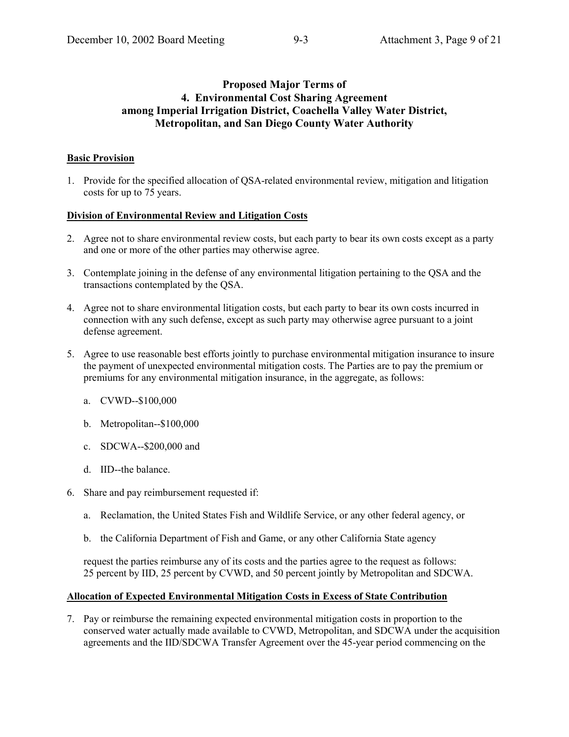## Proposed Major Terms of 4. Environmental Cost Sharing Agreement among Imperial Irrigation District, Coachella Valley Water District, Metropolitan, and San Diego County Water Authority

**Basic Provision**

1. Provide for the specified allocation of QSA-related environmental review, mitigation and litigation costs for up to 75 years.

**Division of Environmental Review and Litigation Costs**

2. Agree not to share environmental review costs, but each party to bear its own costs except as a party and one or more of the other parties may otherwise agree.

3. Contemplate joining in the defense of any environmental litigation pertaining to the QSA and the transactions contemplated by the QSA.

4. Agree not to share environmental litigation costs, but each party to bear its own costs incurred in connection with any such defense, except as such party may otherwise agree pursuant to a joint defense agreement.

5. Agree to use reasonable best efforts jointly to purchase environmental mitigation insurance to insure the payment of unexpected environmental mitigation costs. The Parties are to pay the premium or premiums for any environmental mitigation insurance, in the aggregate, as follows:

   a. CVWD--$100,000

   b. Metropolitan--$100,000

   c. SDCWA--$200,000 and

   d. IID--the balance.

6. Share and pay reimbursement requested if:

   a. Reclamation, the United States Fish and Wildlife Service, or any other federal agency, or

   b. the California Department of Fish and Game, or any other California State agency

   request the parties reimburse any of its costs and the parties agree to the request as follows: 25 percent by IID, 25 percent by CVWD, and 50 percent jointly by Metropolitan and SDCWA.

**Allocation of Expected Environmental Mitigation Costs in Excess of State Contribution**

7. Pay or reimburse the remaining expected environmental mitigation costs in proportion to the conserved water actually made available to CVWD, Metropolitan, and SDCWA under the acquisition agreements and the IID/SDCWA Transfer Agreement over the 45-year period commencing on the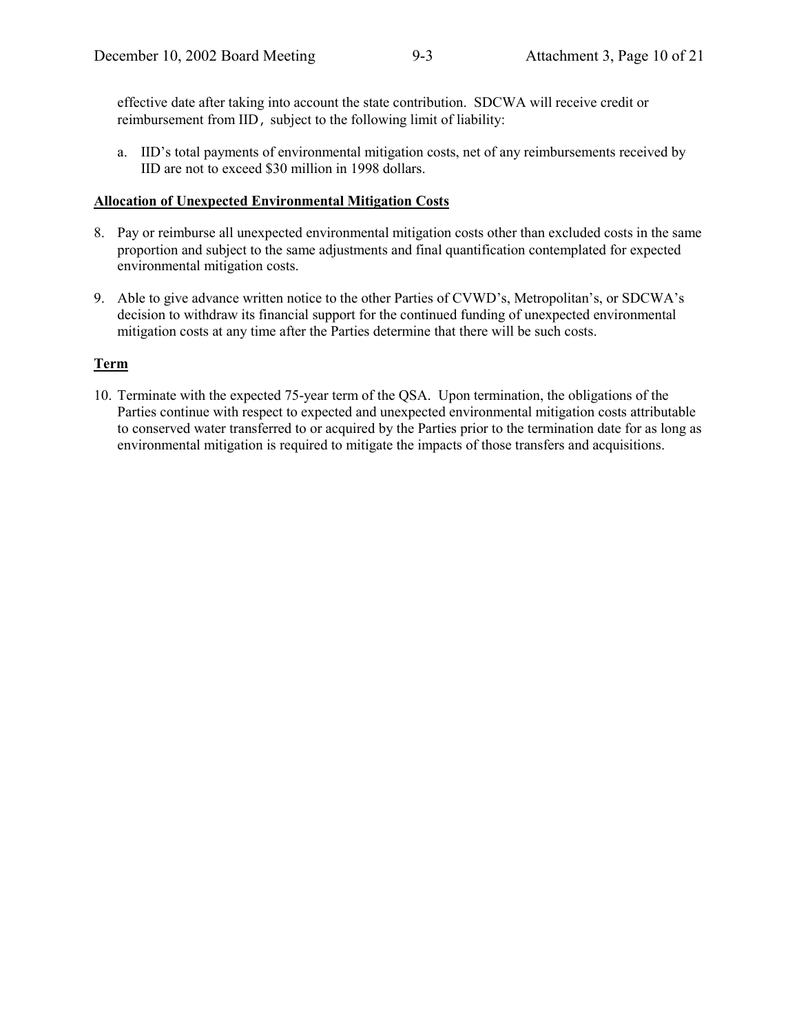effective date after taking into account the state contribution. SDCWA will receive credit or reimbursement from IID, subject to the following limit of liability:

a. IID's total payments of environmental mitigation costs, net of any reimbursements received by IID are not to exceed $30 million in 1998 dollars.

**Allocation of Unexpected Environmental Mitigation Costs**

8. Pay or reimburse all unexpected environmental mitigation costs other than excluded costs in the same proportion and subject to the same adjustments and final quantification contemplated for expected environmental mitigation costs.

9. Able to give advance written notice to the other Parties of CVWD's, Metropolitan's, or SDCWA's decision to withdraw its financial support for the continued funding of unexpected environmental mitigation costs at any time after the Parties determine that there will be such costs.

**Term**

10. Terminate with the expected 75-year term of the QSA. Upon termination, the obligations of the Parties continue with respect to expected and unexpected environmental mitigation costs attributable to conserved water transferred to or acquired by the Parties prior to the termination date for as long as environmental mitigation is required to mitigate the impacts of those transfers and acquisitions.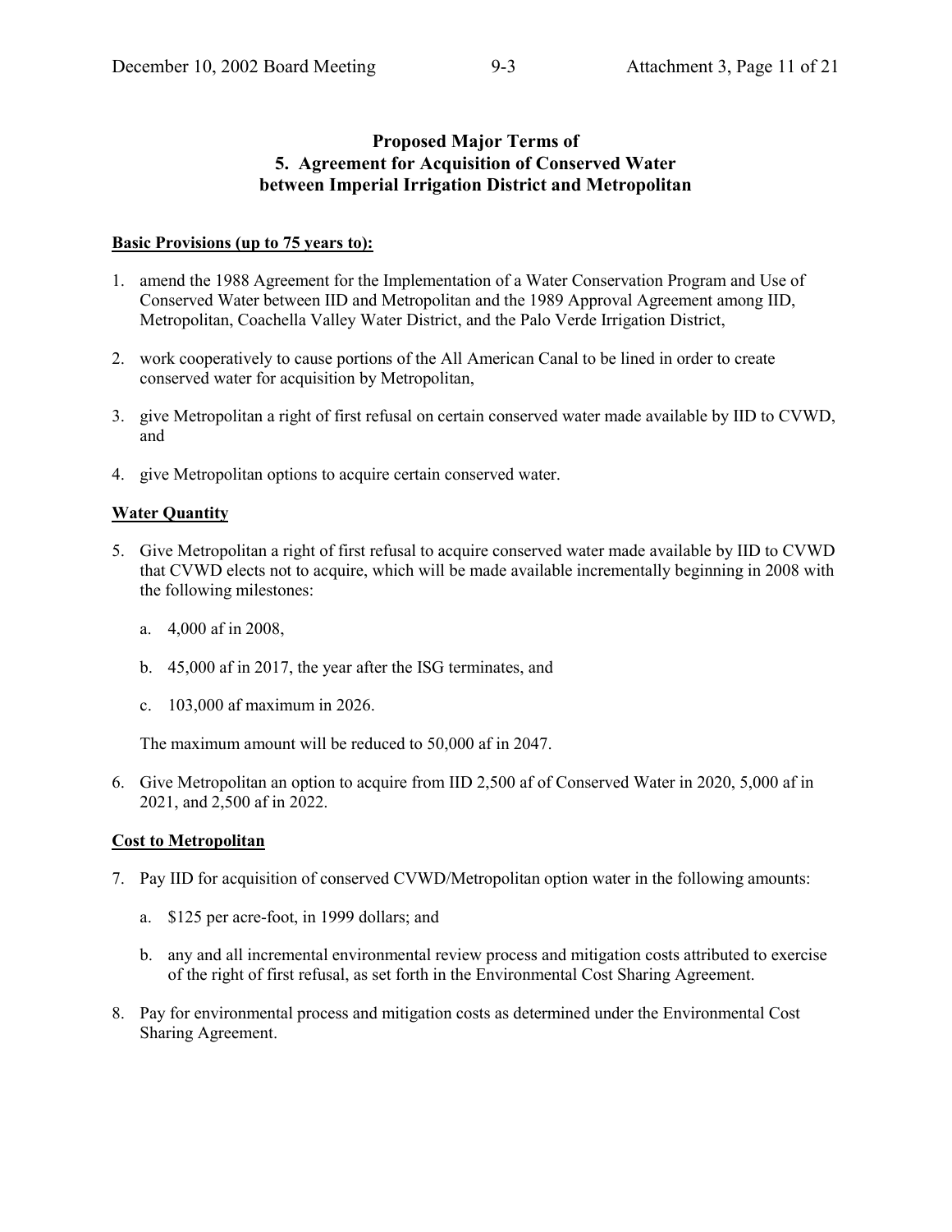## Proposed Major Terms of
## 5. Agreement for Acquisition of Conserved Water
## between Imperial Irrigation District and Metropolitan

**Basic Provisions (up to 75 years to):**

1. amend the 1988 Agreement for the Implementation of a Water Conservation Program and Use of Conserved Water between IID and Metropolitan and the 1989 Approval Agreement among IID, Metropolitan, Coachella Valley Water District, and the Palo Verde Irrigation District,
2. work cooperatively to cause portions of the All American Canal to be lined in order to create conserved water for acquisition by Metropolitan,
3. give Metropolitan a right of first refusal on certain conserved water made available by IID to CVWD, and
4. give Metropolitan options to acquire certain conserved water.

**Water Quantity**

5. Give Metropolitan a right of first refusal to acquire conserved water made available by IID to CVWD that CVWD elects not to acquire, which will be made available incrementally beginning in 2008 with the following milestones:

   a. 4,000 af in 2008,

   b. 45,000 af in 2017, the year after the ISG terminates, and

   c. 103,000 af maximum in 2026.

   The maximum amount will be reduced to 50,000 af in 2047.

6. Give Metropolitan an option to acquire from IID 2,500 af of Conserved Water in 2020, 5,000 af in 2021, and 2,500 af in 2022.

**Cost to Metropolitan**

7. Pay IID for acquisition of conserved CVWD/Metropolitan option water in the following amounts:

   a. $125 per acre-foot, in 1999 dollars; and

   b. any and all incremental environmental review process and mitigation costs attributed to exercise of the right of first refusal, as set forth in the Environmental Cost Sharing Agreement.

8. Pay for environmental process and mitigation costs as determined under the Environmental Cost Sharing Agreement.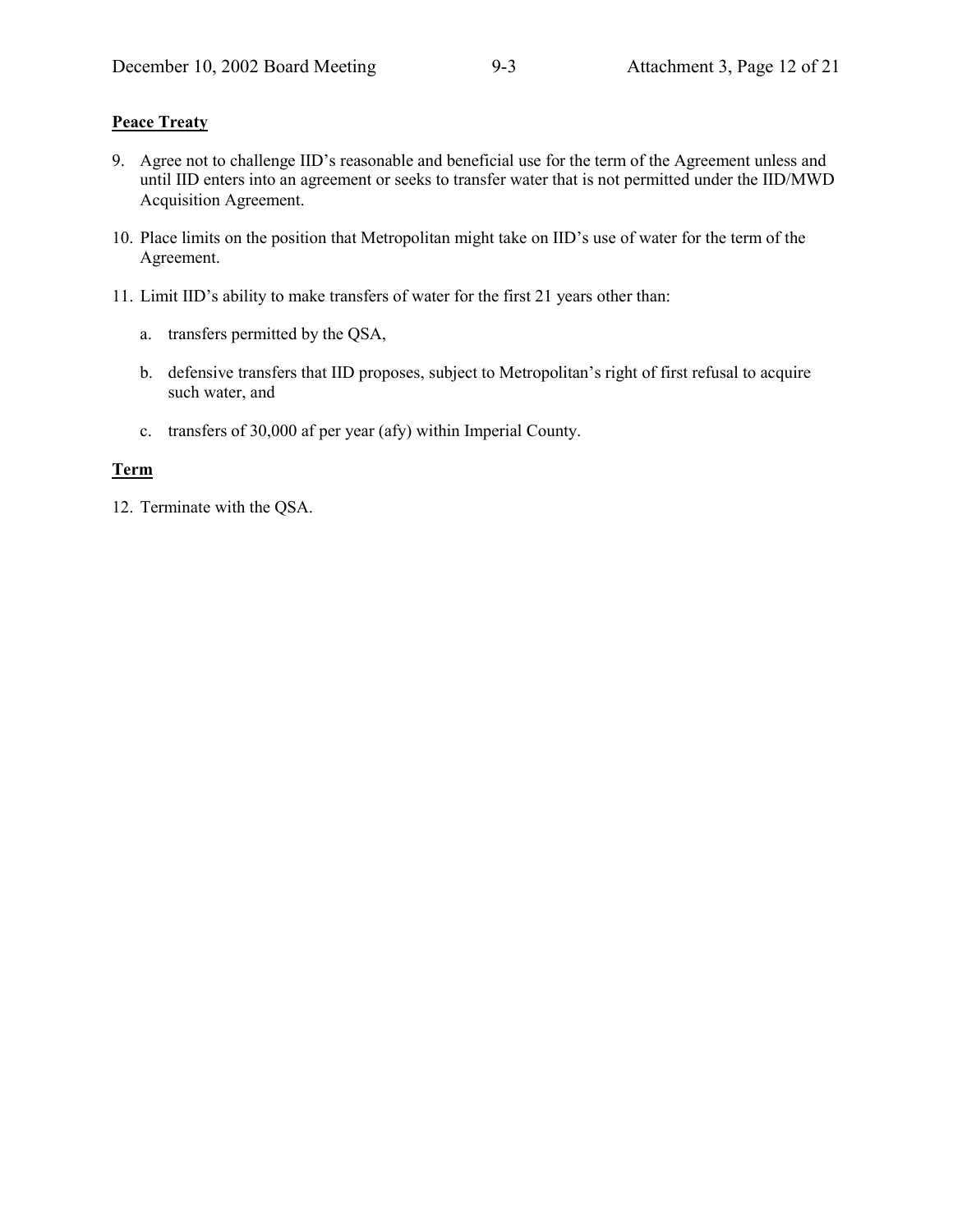**Peace Treaty**

9. Agree not to challenge IID's reasonable and beneficial use for the term of the Agreement unless and until IID enters into an agreement or seeks to transfer water that is not permitted under the IID/MWD Acquisition Agreement.

10. Place limits on the position that Metropolitan might take on IID's use of water for the term of the Agreement.

11. Limit IID's ability to make transfers of water for the first 21 years other than:

    a. transfers permitted by the QSA,

    b. defensive transfers that IID proposes, subject to Metropolitan's right of first refusal to acquire such water, and

    c. transfers of 30,000 af per year (afy) within Imperial County.

**Term**

12. Terminate with the QSA.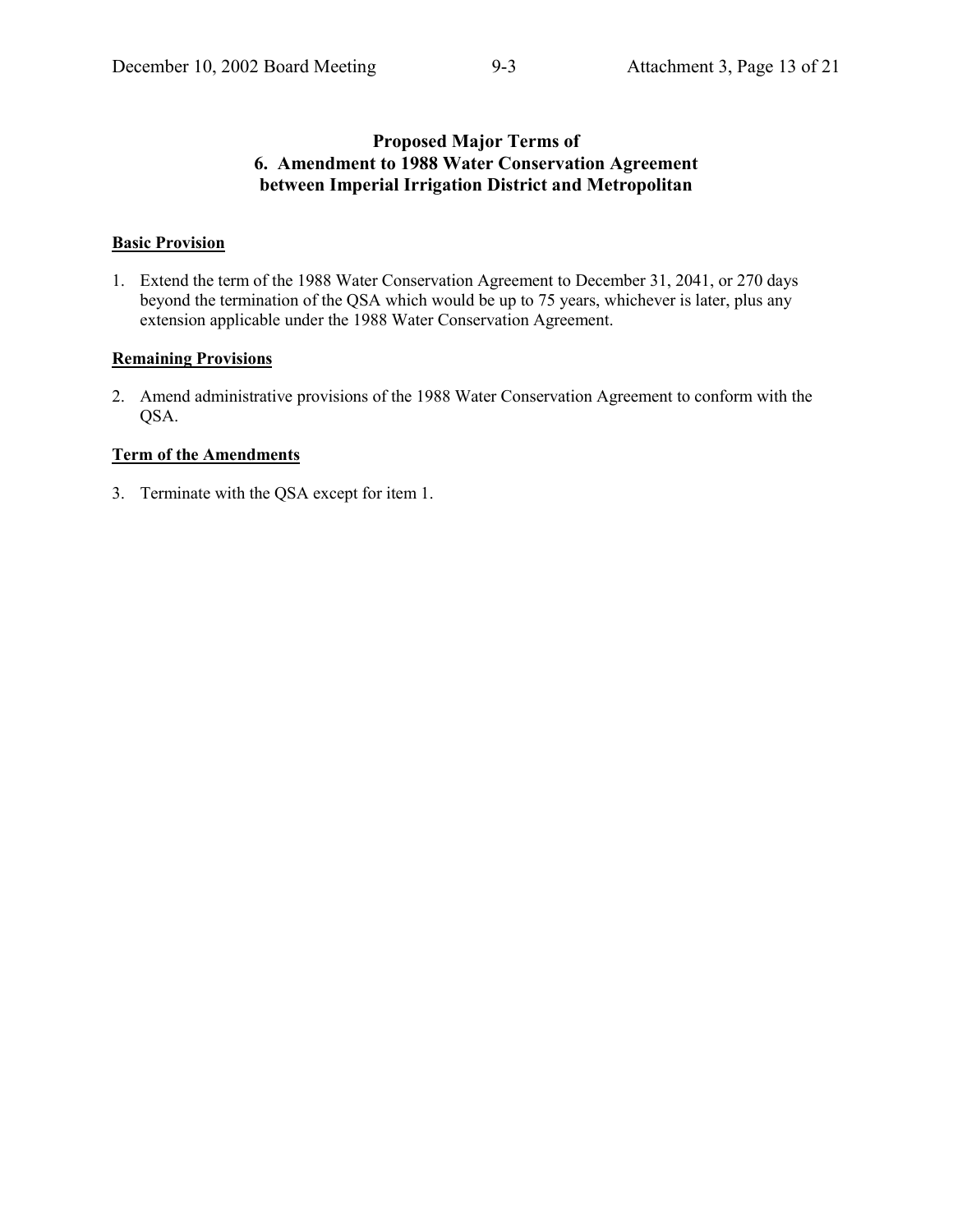# Proposed Major Terms of
# 6. Amendment to 1988 Water Conservation Agreement between Imperial Irrigation District and Metropolitan

**Basic Provision**

1. Extend the term of the 1988 Water Conservation Agreement to December 31, 2041, or 270 days beyond the termination of the QSA which would be up to 75 years, whichever is later, plus any extension applicable under the 1988 Water Conservation Agreement.

**Remaining Provisions**

2. Amend administrative provisions of the 1988 Water Conservation Agreement to conform with the QSA.

**Term of the Amendments**

3. Terminate with the QSA except for item 1.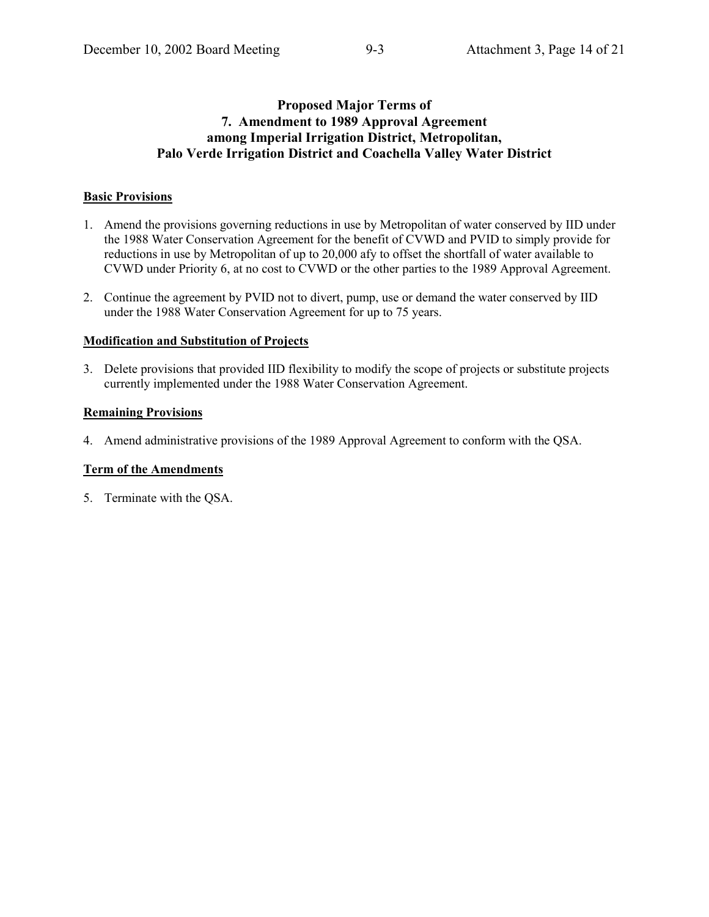## Proposed Major Terms of
## 7. Amendment to 1989 Approval Agreement
## among Imperial Irrigation District, Metropolitan,
## Palo Verde Irrigation District and Coachella Valley Water District

**Basic Provisions**

1. Amend the provisions governing reductions in use by Metropolitan of water conserved by IID under the 1988 Water Conservation Agreement for the benefit of CVWD and PVID to simply provide for reductions in use by Metropolitan of up to 20,000 afy to offset the shortfall of water available to CVWD under Priority 6, at no cost to CVWD or the other parties to the 1989 Approval Agreement.

2. Continue the agreement by PVID not to divert, pump, use or demand the water conserved by IID under the 1988 Water Conservation Agreement for up to 75 years.

**Modification and Substitution of Projects**

3. Delete provisions that provided IID flexibility to modify the scope of projects or substitute projects currently implemented under the 1988 Water Conservation Agreement.

**Remaining Provisions**

4. Amend administrative provisions of the 1989 Approval Agreement to conform with the QSA.

**Term of the Amendments**

5. Terminate with the QSA.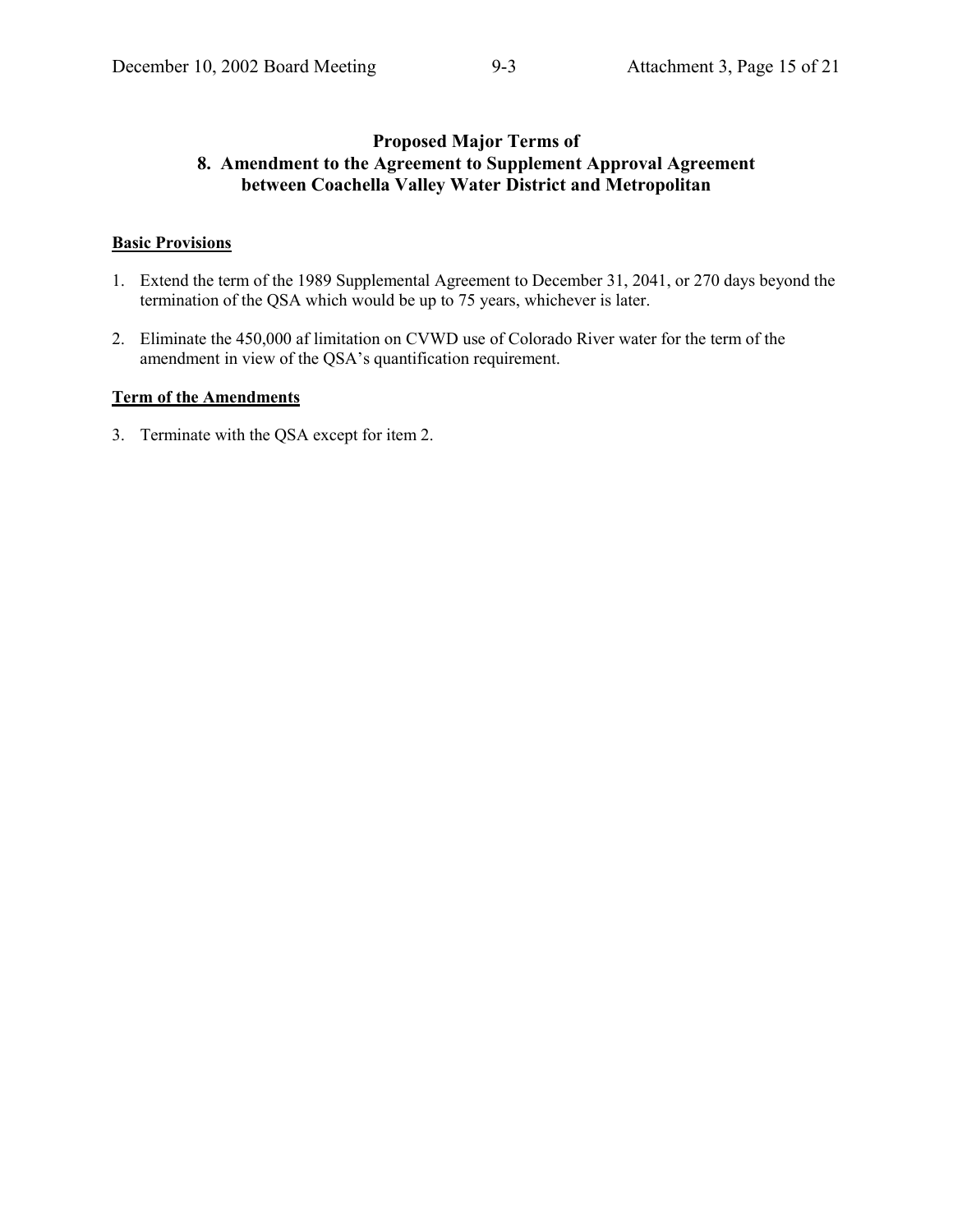## Proposed Major Terms of 8. Amendment to the Agreement to Supplement Approval Agreement between Coachella Valley Water District and Metropolitan

**Basic Provisions**

1. Extend the term of the 1989 Supplemental Agreement to December 31, 2041, or 270 days beyond the termination of the QSA which would be up to 75 years, whichever is later.
2. Eliminate the 450,000 af limitation on CVWD use of Colorado River water for the term of the amendment in view of the QSA's quantification requirement.

**Term of the Amendments**

3. Terminate with the QSA except for item 2.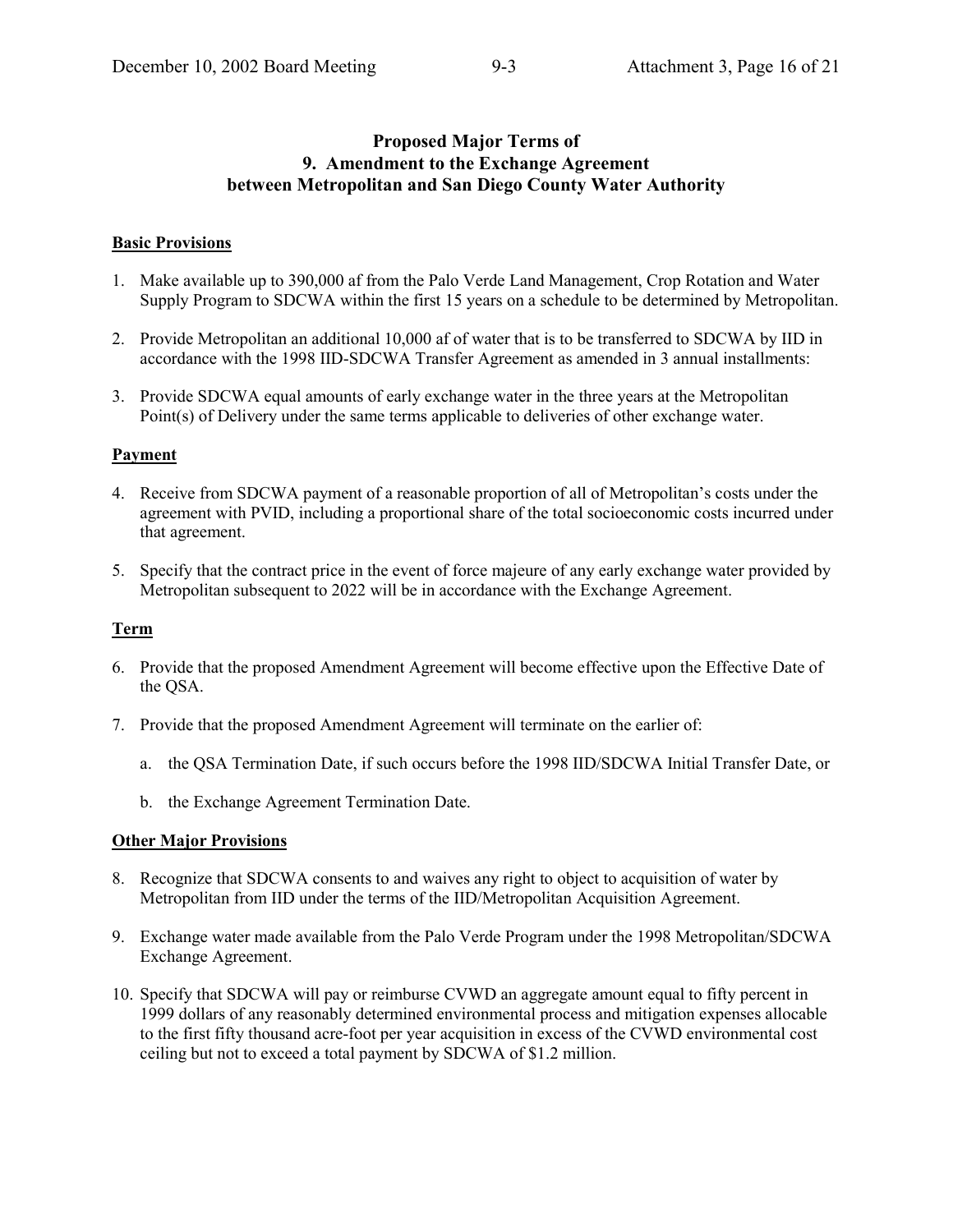# Proposed Major Terms of 9. Amendment to the Exchange Agreement between Metropolitan and San Diego County Water Authority

**Basic Provisions**

1. Make available up to 390,000 af from the Palo Verde Land Management, Crop Rotation and Water Supply Program to SDCWA within the first 15 years on a schedule to be determined by Metropolitan.

2. Provide Metropolitan an additional 10,000 af of water that is to be transferred to SDCWA by IID in accordance with the 1998 IID-SDCWA Transfer Agreement as amended in 3 annual installments:

3. Provide SDCWA equal amounts of early exchange water in the three years at the Metropolitan Point(s) of Delivery under the same terms applicable to deliveries of other exchange water.

**Payment**

4. Receive from SDCWA payment of a reasonable proportion of all of Metropolitan's costs under the agreement with PVID, including a proportional share of the total socioeconomic costs incurred under that agreement.

5. Specify that the contract price in the event of force majeure of any early exchange water provided by Metropolitan subsequent to 2022 will be in accordance with the Exchange Agreement.

**Term**

6. Provide that the proposed Amendment Agreement will become effective upon the Effective Date of the QSA.

7. Provide that the proposed Amendment Agreement will terminate on the earlier of:

   a. the QSA Termination Date, if such occurs before the 1998 IID/SDCWA Initial Transfer Date, or

   b. the Exchange Agreement Termination Date.

**Other Major Provisions**

8. Recognize that SDCWA consents to and waives any right to object to acquisition of water by Metropolitan from IID under the terms of the IID/Metropolitan Acquisition Agreement.

9. Exchange water made available from the Palo Verde Program under the 1998 Metropolitan/SDCWA Exchange Agreement.

10. Specify that SDCWA will pay or reimburse CVWD an aggregate amount equal to fifty percent in 1999 dollars of any reasonably determined environmental process and mitigation expenses allocable to the first fifty thousand acre-foot per year acquisition in excess of the CVWD environmental cost ceiling but not to exceed a total payment by SDCWA of $1.2 million.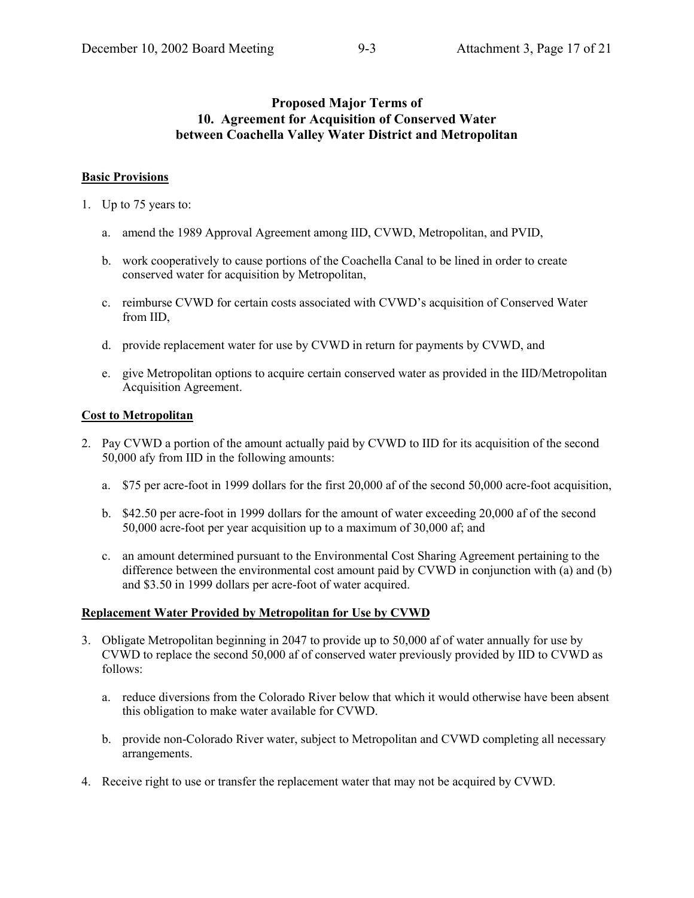# Proposed Major Terms of 10. Agreement for Acquisition of Conserved Water between Coachella Valley Water District and Metropolitan

**Basic Provisions**

1. Up to 75 years to:

   a. amend the 1989 Approval Agreement among IID, CVWD, Metropolitan, and PVID,

   b. work cooperatively to cause portions of the Coachella Canal to be lined in order to create conserved water for acquisition by Metropolitan,

   c. reimburse CVWD for certain costs associated with CVWD's acquisition of Conserved Water from IID,

   d. provide replacement water for use by CVWD in return for payments by CVWD, and

   e. give Metropolitan options to acquire certain conserved water as provided in the IID/Metropolitan Acquisition Agreement.

**Cost to Metropolitan**

2. Pay CVWD a portion of the amount actually paid by CVWD to IID for its acquisition of the second 50,000 afy from IID in the following amounts:

   a. $75 per acre-foot in 1999 dollars for the first 20,000 af of the second 50,000 acre-foot acquisition,

   b. $42.50 per acre-foot in 1999 dollars for the amount of water exceeding 20,000 af of the second 50,000 acre-foot per year acquisition up to a maximum of 30,000 af; and

   c. an amount determined pursuant to the Environmental Cost Sharing Agreement pertaining to the difference between the environmental cost amount paid by CVWD in conjunction with (a) and (b) and $3.50 in 1999 dollars per acre-foot of water acquired.

**Replacement Water Provided by Metropolitan for Use by CVWD**

3. Obligate Metropolitan beginning in 2047 to provide up to 50,000 af of water annually for use by CVWD to replace the second 50,000 af of conserved water previously provided by IID to CVWD as follows:

   a. reduce diversions from the Colorado River below that which it would otherwise have been absent this obligation to make water available for CVWD.

   b. provide non-Colorado River water, subject to Metropolitan and CVWD completing all necessary arrangements.

4. Receive right to use or transfer the replacement water that may not be acquired by CVWD.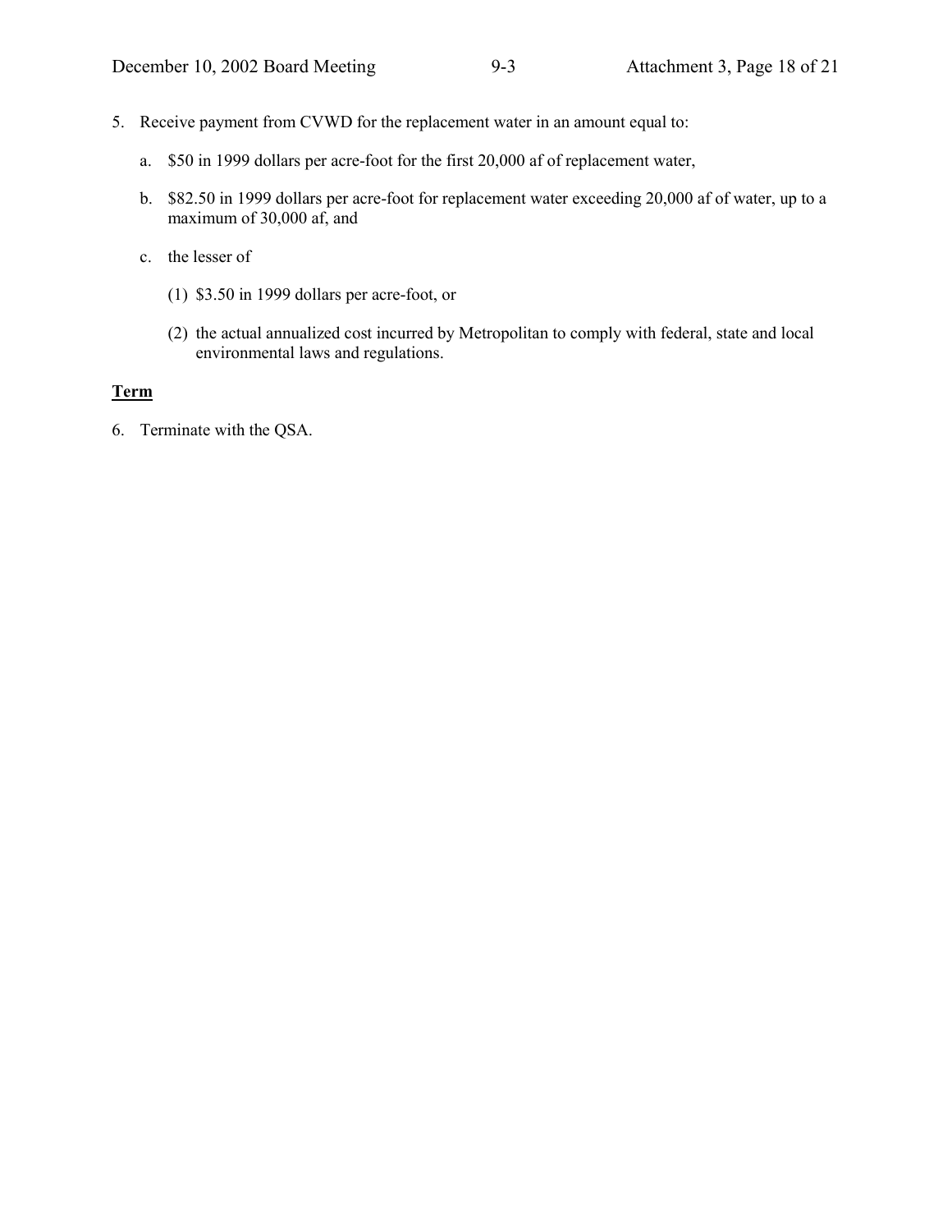5. Receive payment from CVWD for the replacement water in an amount equal to:

   a. $50 in 1999 dollars per acre-foot for the first 20,000 af of replacement water,

   b. $82.50 in 1999 dollars per acre-foot for replacement water exceeding 20,000 af of water, up to a maximum of 30,000 af, and

   c. the lesser of

      (1) $3.50 in 1999 dollars per acre-foot, or

      (2) the actual annualized cost incurred by Metropolitan to comply with federal, state and local environmental laws and regulations.

**Term**

6. Terminate with the QSA.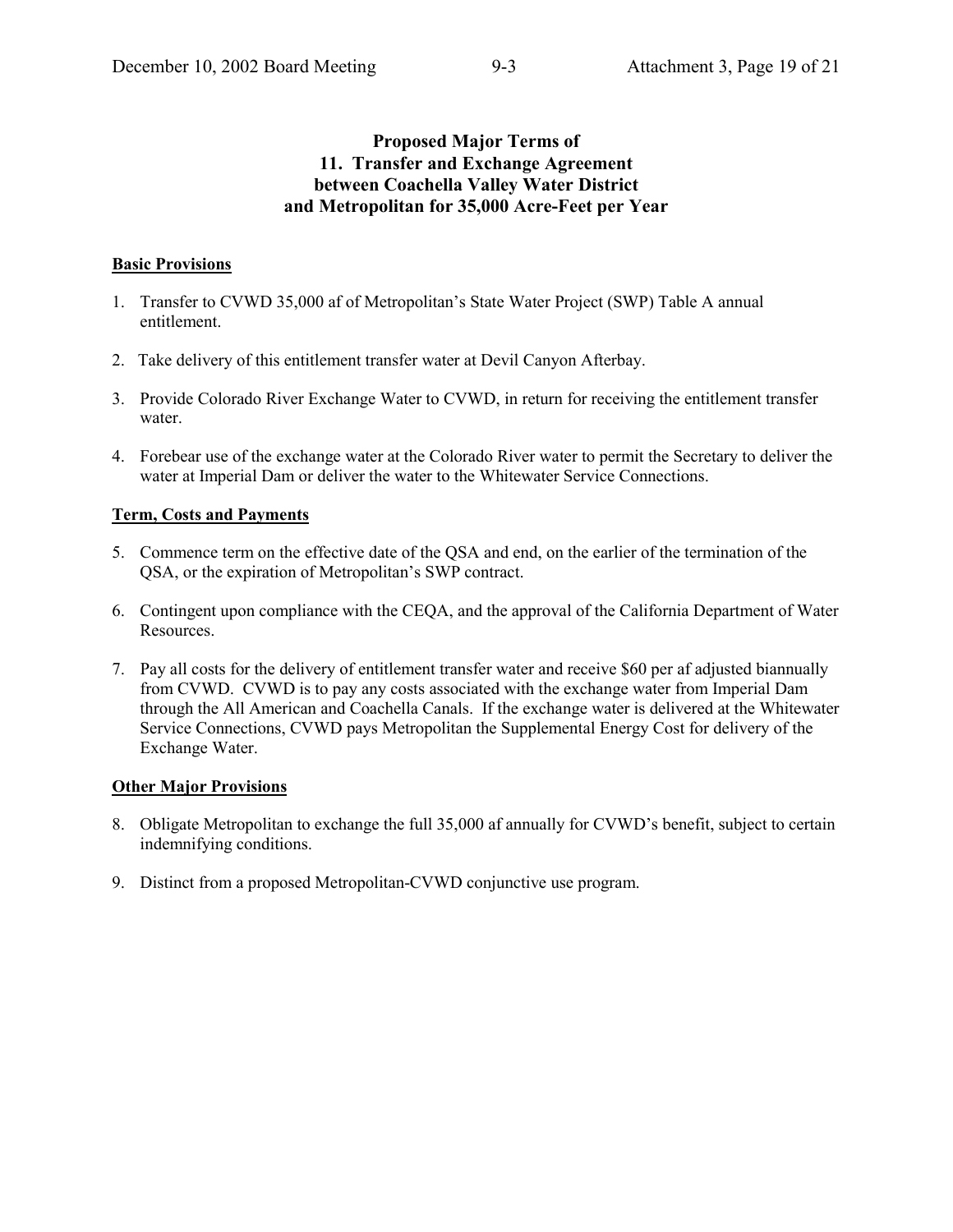**Proposed Major Terms of**
**11. Transfer and Exchange Agreement**
**between Coachella Valley Water District**
**and Metropolitan for 35,000 Acre-Feet per Year**

**Basic Provisions**

1. Transfer to CVWD 35,000 af of Metropolitan's State Water Project (SWP) Table A annual entitlement.
2. Take delivery of this entitlement transfer water at Devil Canyon Afterbay.
3. Provide Colorado River Exchange Water to CVWD, in return for receiving the entitlement transfer water.
4. Forebear use of the exchange water at the Colorado River water to permit the Secretary to deliver the water at Imperial Dam or deliver the water to the Whitewater Service Connections.

**Term, Costs and Payments**

5. Commence term on the effective date of the QSA and end, on the earlier of the termination of the QSA, or the expiration of Metropolitan's SWP contract.
6. Contingent upon compliance with the CEQA, and the approval of the California Department of Water Resources.
7. Pay all costs for the delivery of entitlement transfer water and receive $60 per af adjusted biannually from CVWD. CVWD is to pay any costs associated with the exchange water from Imperial Dam through the All American and Coachella Canals. If the exchange water is delivered at the Whitewater Service Connections, CVWD pays Metropolitan the Supplemental Energy Cost for delivery of the Exchange Water.

**Other Major Provisions**

8. Obligate Metropolitan to exchange the full 35,000 af annually for CVWD's benefit, subject to certain indemnifying conditions.
9. Distinct from a proposed Metropolitan-CVWD conjunctive use program.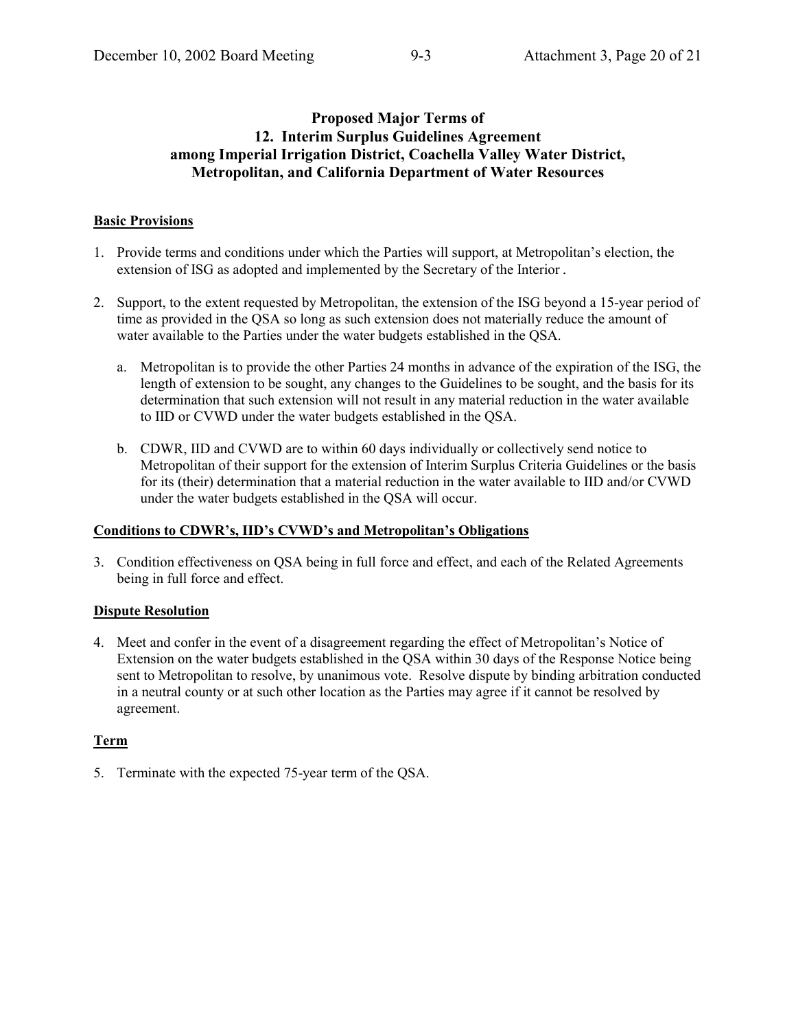## Proposed Major Terms of
## 12. Interim Surplus Guidelines Agreement
## among Imperial Irrigation District, Coachella Valley Water District, Metropolitan, and California Department of Water Resources

**Basic Provisions**

1. Provide terms and conditions under which the Parties will support, at Metropolitan's election, the extension of ISG as adopted and implemented by the Secretary of the Interior .

2. Support, to the extent requested by Metropolitan, the extension of the ISG beyond a 15-year period of time as provided in the QSA so long as such extension does not materially reduce the amount of water available to the Parties under the water budgets established in the QSA.

   a. Metropolitan is to provide the other Parties 24 months in advance of the expiration of the ISG, the length of extension to be sought, any changes to the Guidelines to be sought, and the basis for its determination that such extension will not result in any material reduction in the water available to IID or CVWD under the water budgets established in the QSA.

   b. CDWR, IID and CVWD are to within 60 days individually or collectively send notice to Metropolitan of their support for the extension of Interim Surplus Criteria Guidelines or the basis for its (their) determination that a material reduction in the water available to IID and/or CVWD under the water budgets established in the QSA will occur.

**Conditions to CDWR's, IID's CVWD's and Metropolitan's Obligations**

3. Condition effectiveness on QSA being in full force and effect, and each of the Related Agreements being in full force and effect.

**Dispute Resolution**

4. Meet and confer in the event of a disagreement regarding the effect of Metropolitan's Notice of Extension on the water budgets established in the QSA within 30 days of the Response Notice being sent to Metropolitan to resolve, by unanimous vote. Resolve dispute by binding arbitration conducted in a neutral county or at such other location as the Parties may agree if it cannot be resolved by agreement.

**Term**

5. Terminate with the expected 75-year term of the QSA.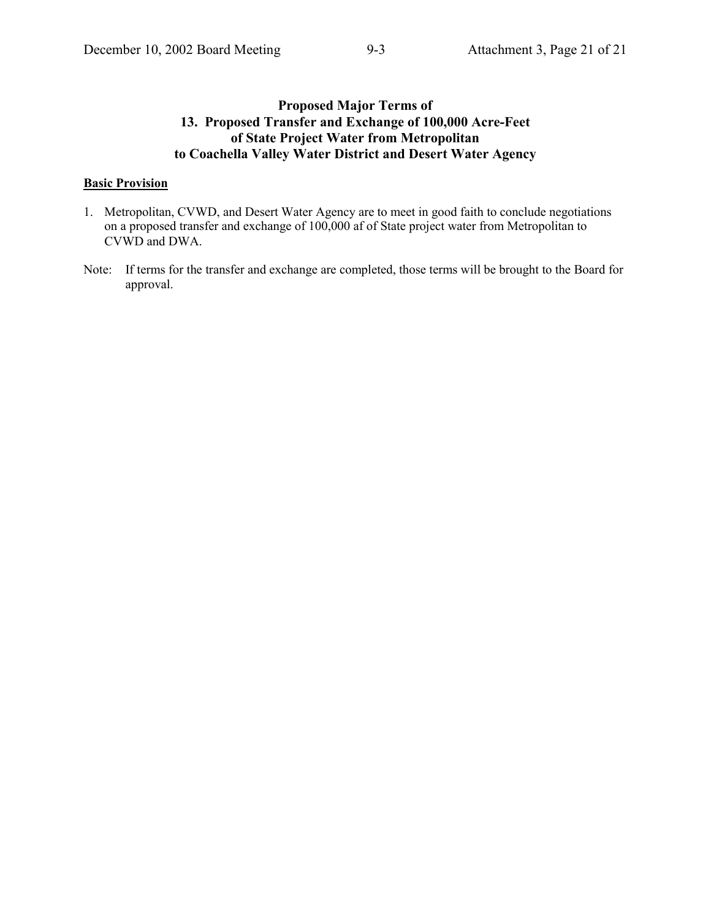## Proposed Major Terms of 13. Proposed Transfer and Exchange of 100,000 Acre-Feet of State Project Water from Metropolitan to Coachella Valley Water District and Desert Water Agency

**Basic Provision**

1. Metropolitan, CVWD, and Desert Water Agency are to meet in good faith to conclude negotiations on a proposed transfer and exchange of 100,000 af of State project water from Metropolitan to CVWD and DWA.

Note: If terms for the transfer and exchange are completed, those terms will be brought to the Board for approval.